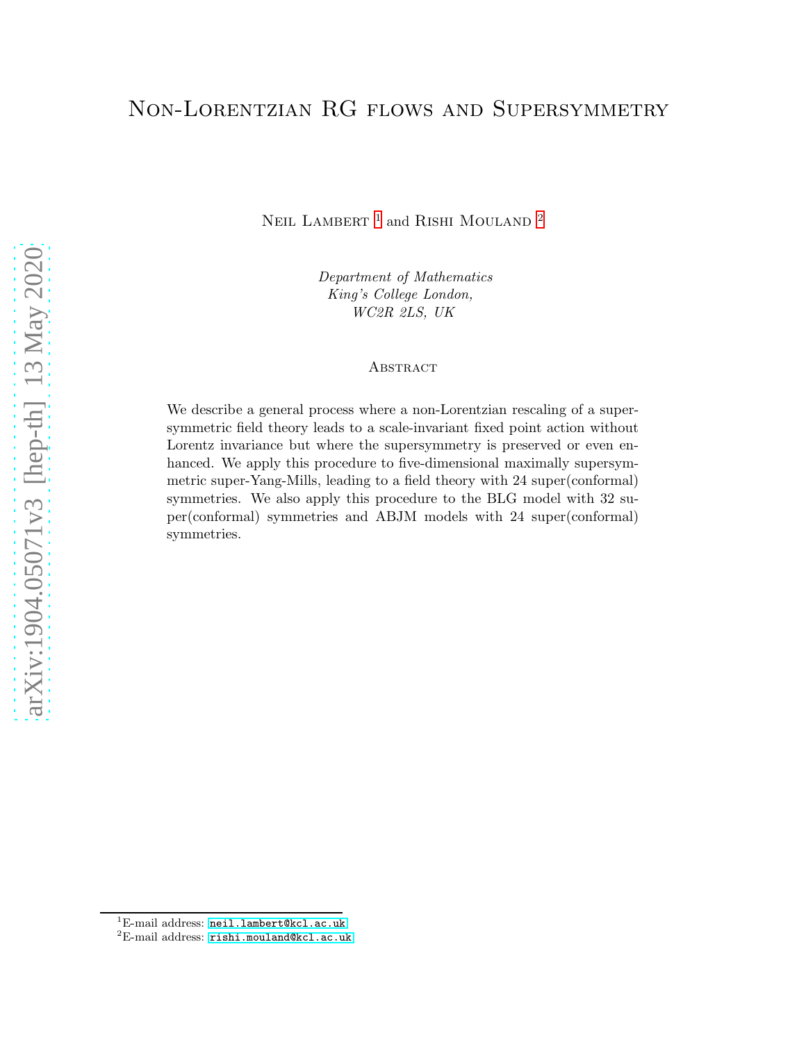# Non-Lorentzian RG flows and Supersymmetry

Neil Lambert [1] and Rishi Mouland [2]

*Department of Mathematics*
*King's College London,*
*WC2R 2LS, UK*

## Abstract

We describe a general process where a non-Lorentzian rescaling of a supersymmetric field theory leads to a scale-invariant fixed point action without Lorentz invariance but where the supersymmetry is preserved or even enhanced. We apply this procedure to five-dimensional maximally supersymmetric super-Yang-Mills, leading to a field theory with 24 super(conformal) symmetries. We also apply this procedure to the BLG model with 32 super(conformal) symmetries and ABJM models with 24 super(conformal) symmetries.

[1] E-mail address: neil.lambert@kcl.ac.uk

[2] E-mail address: rishi.mouland@kcl.ac.uk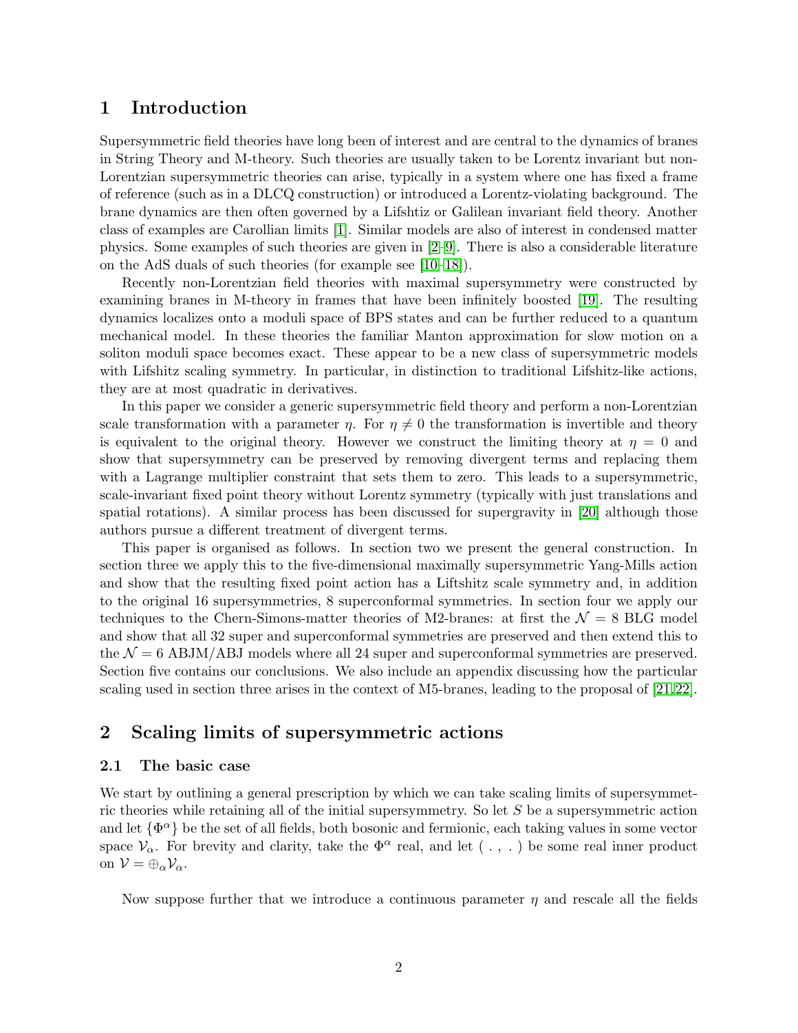## 1 Introduction

Supersymmetric field theories have long been of interest and are central to the dynamics of branes in String Theory and M-theory. Such theories are usually taken to be Lorentz invariant but non-Lorentzian supersymmetric theories can arise, typically in a system where one has fixed a frame of reference (such as in a DLCQ construction) or introduced a Lorentz-violating background. The brane dynamics are then often governed by a Lifshtiz or Galilean invariant field theory. Another class of examples are Carollian limits [1]. Similar models are also of interest in condensed matter physics. Some examples of such theories are given in [2–9]. There is also a considerable literature on the AdS duals of such theories (for example see [10–18]).

Recently non-Lorentzian field theories with maximal supersymmetry were constructed by examining branes in M-theory in frames that have been infinitely boosted [19]. The resulting dynamics localizes onto a moduli space of BPS states and can be further reduced to a quantum mechanical model. In these theories the familiar Manton approximation for slow motion on a soliton moduli space becomes exact. These appear to be a new class of supersymmetric models with Lifshitz scaling symmetry. In particular, in distinction to traditional Lifshitz-like actions, they are at most quadratic in derivatives.

In this paper we consider a generic supersymmetric field theory and perform a non-Lorentzian scale transformation with a parameter $\eta$. For $\eta \neq 0$ the transformation is invertible and theory is equivalent to the original theory. However we construct the limiting theory at $\eta = 0$ and show that supersymmetry can be preserved by removing divergent terms and replacing them with a Lagrange multiplier constraint that sets them to zero. This leads to a supersymmetric, scale-invariant fixed point theory without Lorentz symmetry (typically with just translations and spatial rotations). A similar process has been discussed for supergravity in [20] although those authors pursue a different treatment of divergent terms.

This paper is organised as follows. In section two we present the general construction. In section three we apply this to the five-dimensional maximally supersymmetric Yang-Mills action and show that the resulting fixed point action has a Liftshitz scale symmetry and, in addition to the original 16 supersymmetries, 8 superconformal symmetries. In section four we apply our techniques to the Chern-Simons-matter theories of M2-branes: at first the $\mathcal{N} = 8$ BLG model and show that all 32 super and superconformal symmetries are preserved and then extend this to the $\mathcal{N} = 6$ ABJM/ABJ models where all 24 super and superconformal symmetries are preserved. Section five contains our conclusions. We also include an appendix discussing how the particular scaling used in section three arises in the context of M5-branes, leading to the proposal of [21,22].

## 2 Scaling limits of supersymmetric actions

### 2.1 The basic case

We start by outlining a general prescription by which we can take scaling limits of supersymmetric theories while retaining all of the initial supersymmetry. So let $S$ be a supersymmetric action and let $\{\Phi^\alpha\}$ be the set of all fields, both bosonic and fermionic, each taking values in some vector space $\mathcal{V}_\alpha$. For brevity and clarity, take the $\Phi^\alpha$ real, and let $( \, . \, , \, . \, )$ be some real inner product on $\mathcal{V} = \oplus_\alpha \mathcal{V}_\alpha$.

Now suppose further that we introduce a continuous parameter $\eta$ and rescale all the fields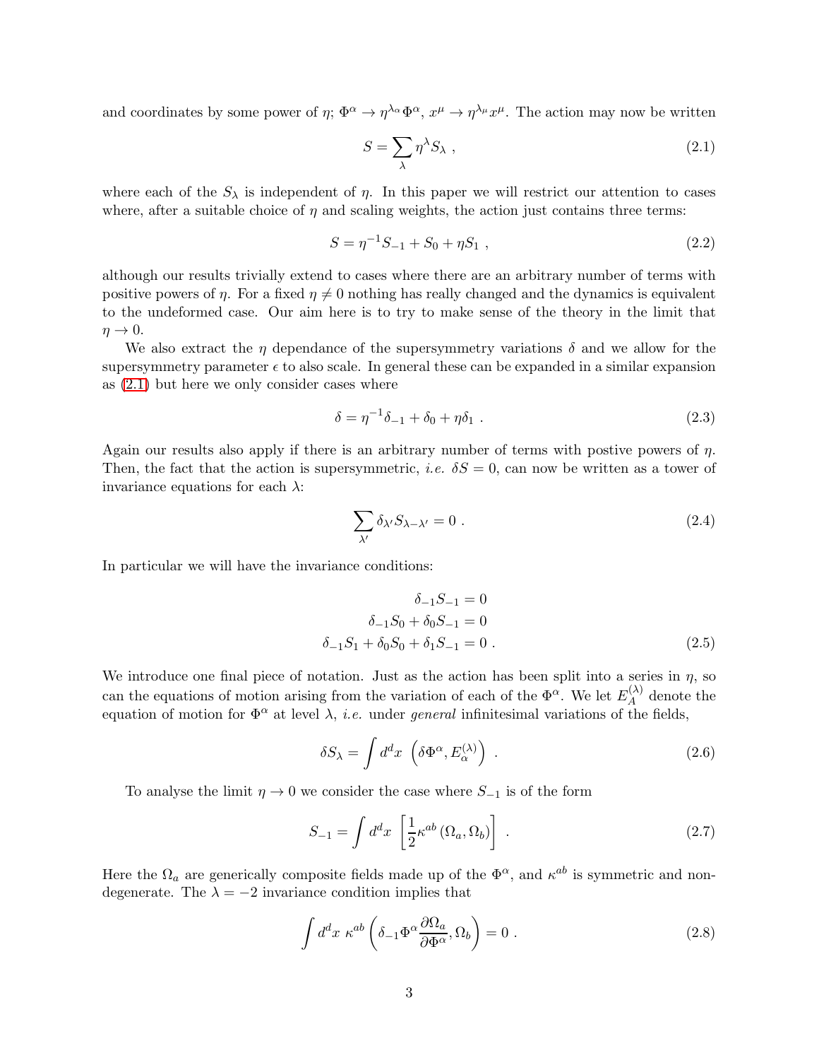and coordinates by some power of $\eta$; $\Phi^\alpha \to \eta^{\lambda_\alpha}\Phi^\alpha$, $x^\mu \to \eta^{\lambda_\mu}x^\mu$. The action may now be written

$$S = \sum_\lambda \eta^\lambda S_\lambda \ , \tag{2.1}$$

where each of the $S_\lambda$ is independent of $\eta$. In this paper we will restrict our attention to cases where, after a suitable choice of $\eta$ and scaling weights, the action just contains three terms:

$$S = \eta^{-1}S_{-1} + S_0 + \eta S_1 \ , \tag{2.2}$$

although our results trivially extend to cases where there are an arbitrary number of terms with positive powers of $\eta$. For a fixed $\eta \neq 0$ nothing has really changed and the dynamics is equivalent to the undeformed case. Our aim here is to try to make sense of the theory in the limit that $\eta \to 0$.

We also extract the $\eta$ dependance of the supersymmetry variations $\delta$ and we allow for the supersymmetry parameter $\epsilon$ to also scale. In general these can be expanded in a similar expansion as (2.1) but here we only consider cases where

$$\delta = \eta^{-1}\delta_{-1} + \delta_0 + \eta\delta_1 \ . \tag{2.3}$$

Again our results also apply if there is an arbitrary number of terms with postive powers of $\eta$. Then, the fact that the action is supersymmetric, *i.e.* $\delta S = 0$, can now be written as a tower of invariance equations for each $\lambda$:

$$\sum_{\lambda'} \delta_{\lambda'} S_{\lambda-\lambda'} = 0 \ . \tag{2.4}$$

In particular we will have the invariance conditions:

$$\begin{aligned} \delta_{-1}S_{-1} &= 0 \\ \delta_{-1}S_0 + \delta_0 S_{-1} &= 0 \\ \delta_{-1}S_1 + \delta_0 S_0 + \delta_1 S_{-1} &= 0 \ . \end{aligned} \tag{2.5}$$

We introduce one final piece of notation. Just as the action has been split into a series in $\eta$, so can the equations of motion arising from the variation of each of the $\Phi^\alpha$. We let $E_A^{(\lambda)}$ denote the equation of motion for $\Phi^\alpha$ at level $\lambda$, *i.e.* under *general* infinitesimal variations of the fields,

$$\delta S_\lambda = \int d^dx \ \left(\delta\Phi^\alpha, E_\alpha^{(\lambda)}\right) \ . \tag{2.6}$$

To analyse the limit $\eta \to 0$ we consider the case where $S_{-1}$ is of the form

$$S_{-1} = \int d^dx \ \left[\frac{1}{2}\kappa^{ab}\left(\Omega_a, \Omega_b\right)\right] \ . \tag{2.7}$$

Here the $\Omega_a$ are generically composite fields made up of the $\Phi^\alpha$, and $\kappa^{ab}$ is symmetric and non-degenerate. The $\lambda = -2$ invariance condition implies that

$$\int d^dx \ \kappa^{ab}\left(\delta_{-1}\Phi^\alpha \frac{\partial\Omega_a}{\partial\Phi^\alpha}, \Omega_b\right) = 0 \ . \tag{2.8}$$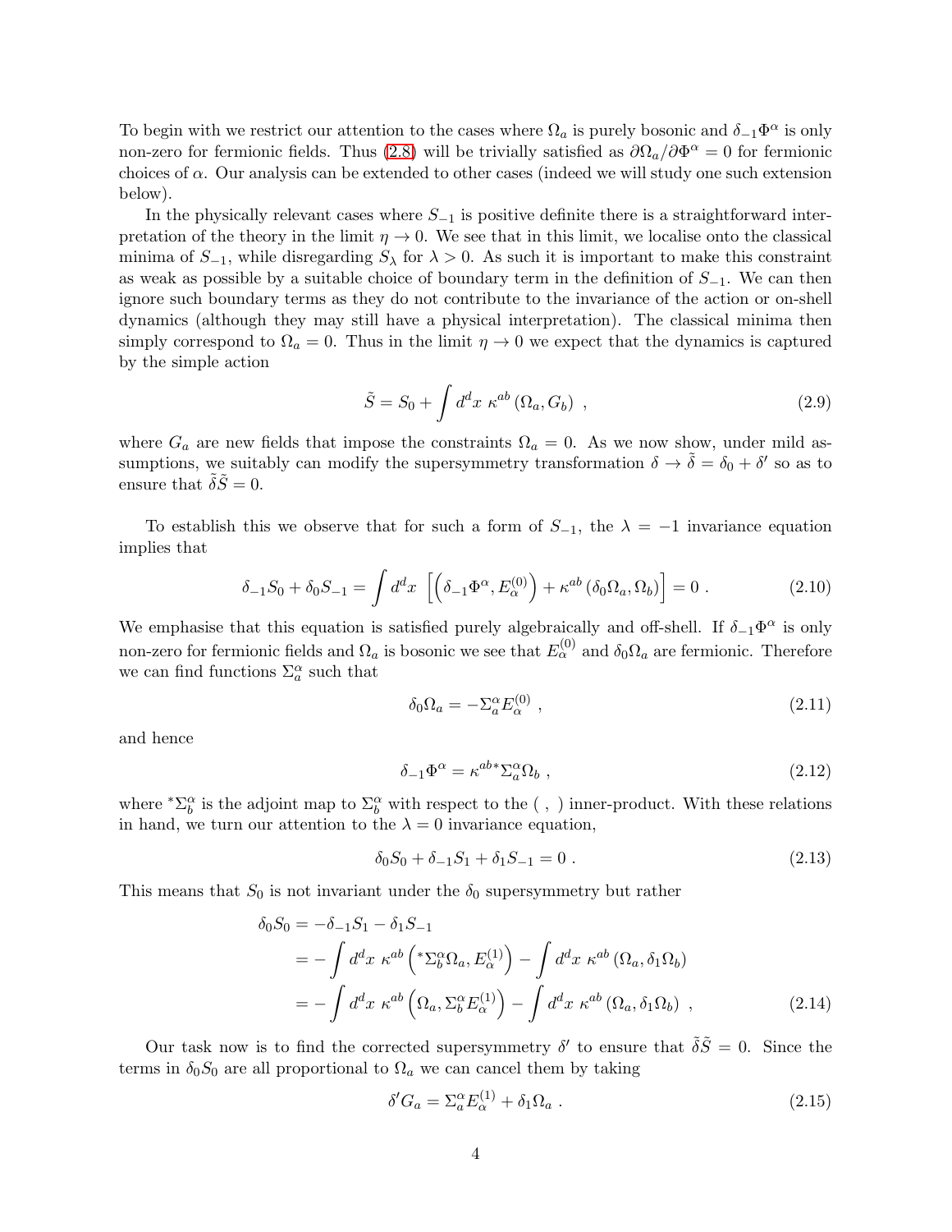To begin with we restrict our attention to the cases where $\Omega_a$ is purely bosonic and $\delta_{-1}\Phi^\alpha$ is only non-zero for fermionic fields. Thus (2.8) will be trivially satisfied as $\partial\Omega_a/\partial\Phi^\alpha = 0$ for fermionic choices of $\alpha$. Our analysis can be extended to other cases (indeed we will study one such extension below).

In the physically relevant cases where $S_{-1}$ is positive definite there is a straightforward interpretation of the theory in the limit $\eta \to 0$. We see that in this limit, we localise onto the classical minima of $S_{-1}$, while disregarding $S_\lambda$ for $\lambda > 0$. As such it is important to make this constraint as weak as possible by a suitable choice of boundary term in the definition of $S_{-1}$. We can then ignore such boundary terms as they do not contribute to the invariance of the action or on-shell dynamics (although they may still have a physical interpretation). The classical minima then simply correspond to $\Omega_a = 0$. Thus in the limit $\eta \to 0$ we expect that the dynamics is captured by the simple action

$$\tilde{S} = S_0 + \int d^d x \; \kappa^{ab} \left(\Omega_a, G_b\right) \ , \tag{2.9}$$

where $G_a$ are new fields that impose the constraints $\Omega_a = 0$. As we now show, under mild assumptions, we suitably can modify the supersymmetry transformation $\delta \to \tilde{\delta} = \delta_0 + \delta'$ so as to ensure that $\tilde{\delta}\tilde{S} = 0$.

To establish this we observe that for such a form of $S_{-1}$, the $\lambda = -1$ invariance equation implies that

$$\delta_{-1}S_0 + \delta_0 S_{-1} = \int d^d x \; \left[\left(\delta_{-1}\Phi^\alpha, E^{(0)}_\alpha\right) + \kappa^{ab}\left(\delta_0\Omega_a, \Omega_b\right)\right] = 0 \ . \tag{2.10}$$

We emphasise that this equation is satisfied purely algebraically and off-shell. If $\delta_{-1}\Phi^\alpha$ is only non-zero for fermionic fields and $\Omega_a$ is bosonic we see that $E^{(0)}_\alpha$ and $\delta_0\Omega_a$ are fermionic. Therefore we can find functions $\Sigma^\alpha_a$ such that

$$\delta_0\Omega_a = -\Sigma^\alpha_a E^{(0)}_\alpha \ , \tag{2.11}$$

and hence

$$\delta_{-1}\Phi^\alpha = \kappa^{ab\,*}\Sigma^\alpha_a\Omega_b \ , \tag{2.12}$$

where ${}^*\Sigma^\alpha_b$ is the adjoint map to $\Sigma^\alpha_b$ with respect to the $(\ ,\ )$ inner-product. With these relations in hand, we turn our attention to the $\lambda = 0$ invariance equation,

$$\delta_0 S_0 + \delta_{-1}S_1 + \delta_1 S_{-1} = 0 \ . \tag{2.13}$$

This means that $S_0$ is not invariant under the $\delta_0$ supersymmetry but rather

$$\begin{aligned}
\delta_0 S_0 &= -\delta_{-1}S_1 - \delta_1 S_{-1} \\
&= -\int d^d x \; \kappa^{ab}\left({}^*\Sigma^\alpha_b\Omega_a, E^{(1)}_\alpha\right) - \int d^d x \; \kappa^{ab}\left(\Omega_a, \delta_1\Omega_b\right) \\
&= -\int d^d x \; \kappa^{ab}\left(\Omega_a, \Sigma^\alpha_b E^{(1)}_\alpha\right) - \int d^d x \; \kappa^{ab}\left(\Omega_a, \delta_1\Omega_b\right) \ ,
\end{aligned} \tag{2.14}$$

Our task now is to find the corrected supersymmetry $\delta'$ to ensure that $\tilde{\delta}\tilde{S} = 0$. Since the terms in $\delta_0 S_0$ are all proportional to $\Omega_a$ we can cancel them by taking

$$\delta' G_a = \Sigma^\alpha_a E^{(1)}_\alpha + \delta_1\Omega_a \ . \tag{2.15}$$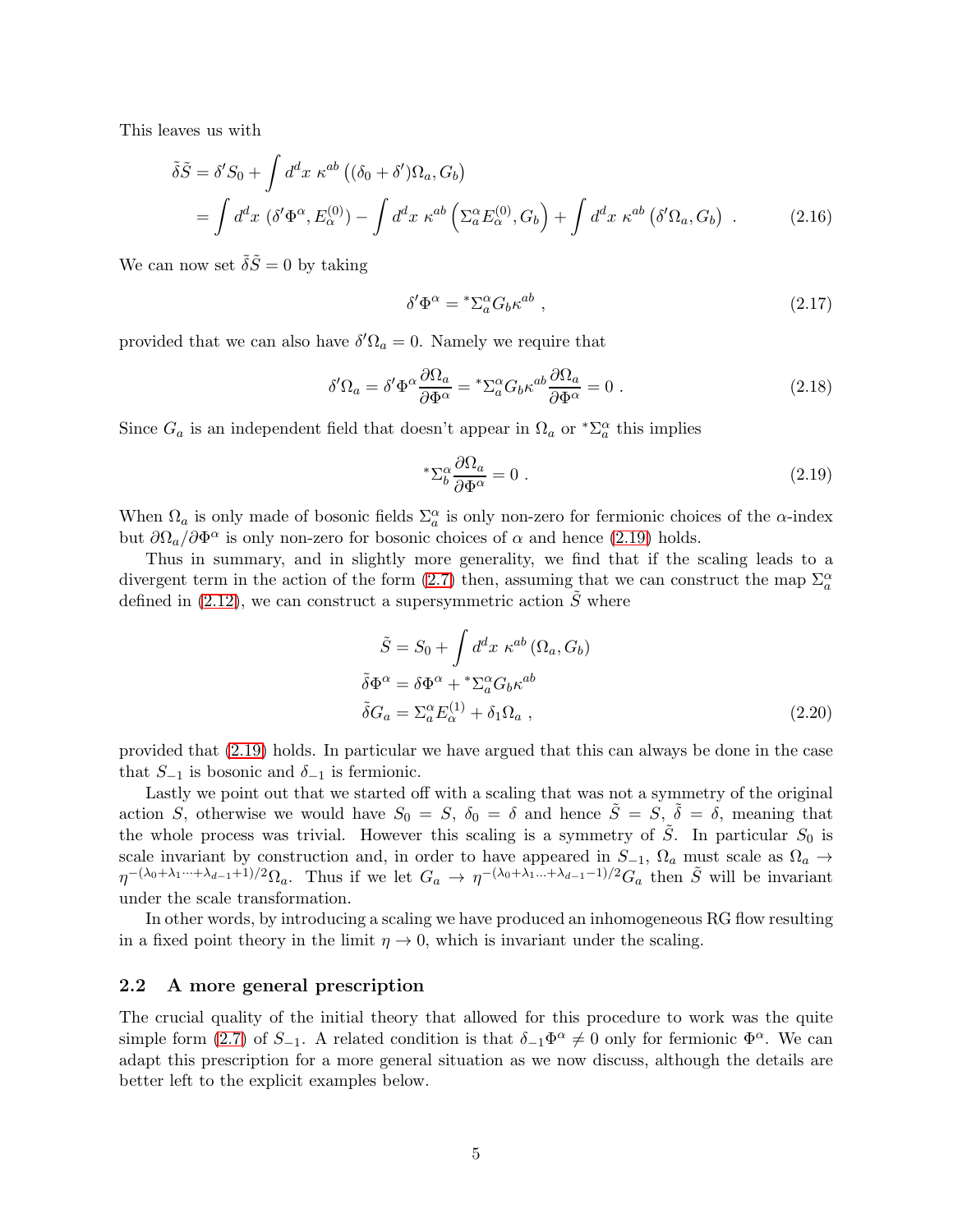This leaves us with

$$
\begin{aligned}
\tilde{\delta}\tilde{S} &= \delta' S_0 + \int d^dx\ \kappa^{ab}\left((\delta_0+\delta')\Omega_a, G_b\right) \\
&= \int d^dx\ (\delta'\Phi^\alpha, E^{(0)}_\alpha) - \int d^dx\ \kappa^{ab}\left(\Sigma^\alpha_a E^{(0)}_\alpha, G_b\right) + \int d^dx\ \kappa^{ab}\left(\delta'\Omega_a, G_b\right)\ . \qquad (2.16)
\end{aligned}
$$

We can now set $\tilde{\delta}\tilde{S}=0$ by taking

$$
\delta'\Phi^\alpha = {}^*\Sigma^\alpha_a G_b \kappa^{ab}\ , \qquad (2.17)
$$

provided that we can also have $\delta'\Omega_a = 0$. Namely we require that

$$
\delta'\Omega_a = \delta'\Phi^\alpha \frac{\partial \Omega_a}{\partial \Phi^\alpha} = {}^*\Sigma^\alpha_a G_b \kappa^{ab}\frac{\partial \Omega_a}{\partial \Phi^\alpha} = 0\ . \qquad (2.18)
$$

Since $G_a$ is an independent field that doesn't appear in $\Omega_a$ or ${}^*\Sigma^\alpha_a$ this implies

$$
{}^*\Sigma^\alpha_b \frac{\partial \Omega_a}{\partial \Phi^\alpha} = 0\ . \qquad (2.19)
$$

When $\Omega_a$ is only made of bosonic fields $\Sigma^\alpha_a$ is only non-zero for fermionic choices of the $\alpha$-index but $\partial\Omega_a/\partial\Phi^\alpha$ is only non-zero for bosonic choices of $\alpha$ and hence (2.19) holds.

Thus in summary, and in slightly more generality, we find that if the scaling leads to a divergent term in the action of the form (2.7) then, assuming that we can construct the map $\Sigma^\alpha_a$ defined in (2.12), we can construct a supersymmetric action $\tilde{S}$ where

$$
\begin{aligned}
\tilde{S} &= S_0 + \int d^dx\ \kappa^{ab}\left(\Omega_a, G_b\right) \\
\tilde{\delta}\Phi^\alpha &= \delta\Phi^\alpha + {}^*\Sigma^\alpha_a G_b \kappa^{ab} \\
\tilde{\delta}G_a &= \Sigma^\alpha_a E^{(1)}_\alpha + \delta_1\Omega_a\ , \qquad (2.20)
\end{aligned}
$$

provided that (2.19) holds. In particular we have argued that this can always be done in the case that $S_{-1}$ is bosonic and $\delta_{-1}$ is fermionic.

Lastly we point out that we started off with a scaling that was not a symmetry of the original action $S$, otherwise we would have $S_0 = S$, $\delta_0 = \delta$ and hence $\tilde{S} = S$, $\tilde{\delta} = \delta$, meaning that the whole process was trivial. However this scaling is a symmetry of $\tilde{S}$. In particular $S_0$ is scale invariant by construction and, in order to have appeared in $S_{-1}$, $\Omega_a$ must scale as $\Omega_a \to \eta^{-(\lambda_0+\lambda_1\cdots+\lambda_{d-1}+1)/2}\Omega_a$. Thus if we let $G_a \to \eta^{-(\lambda_0+\lambda_1\ldots+\lambda_{d-1}-1)/2}G_a$ then $\tilde{S}$ will be invariant under the scale transformation.

In other words, by introducing a scaling we have produced an inhomogeneous RG flow resulting in a fixed point theory in the limit $\eta\to 0$, which is invariant under the scaling.

## 2.2 A more general prescription

The crucial quality of the initial theory that allowed for this procedure to work was the quite simple form (2.7) of $S_{-1}$. A related condition is that $\delta_{-1}\Phi^\alpha \neq 0$ only for fermionic $\Phi^\alpha$. We can adapt this prescription for a more general situation as we now discuss, although the details are better left to the explicit examples below.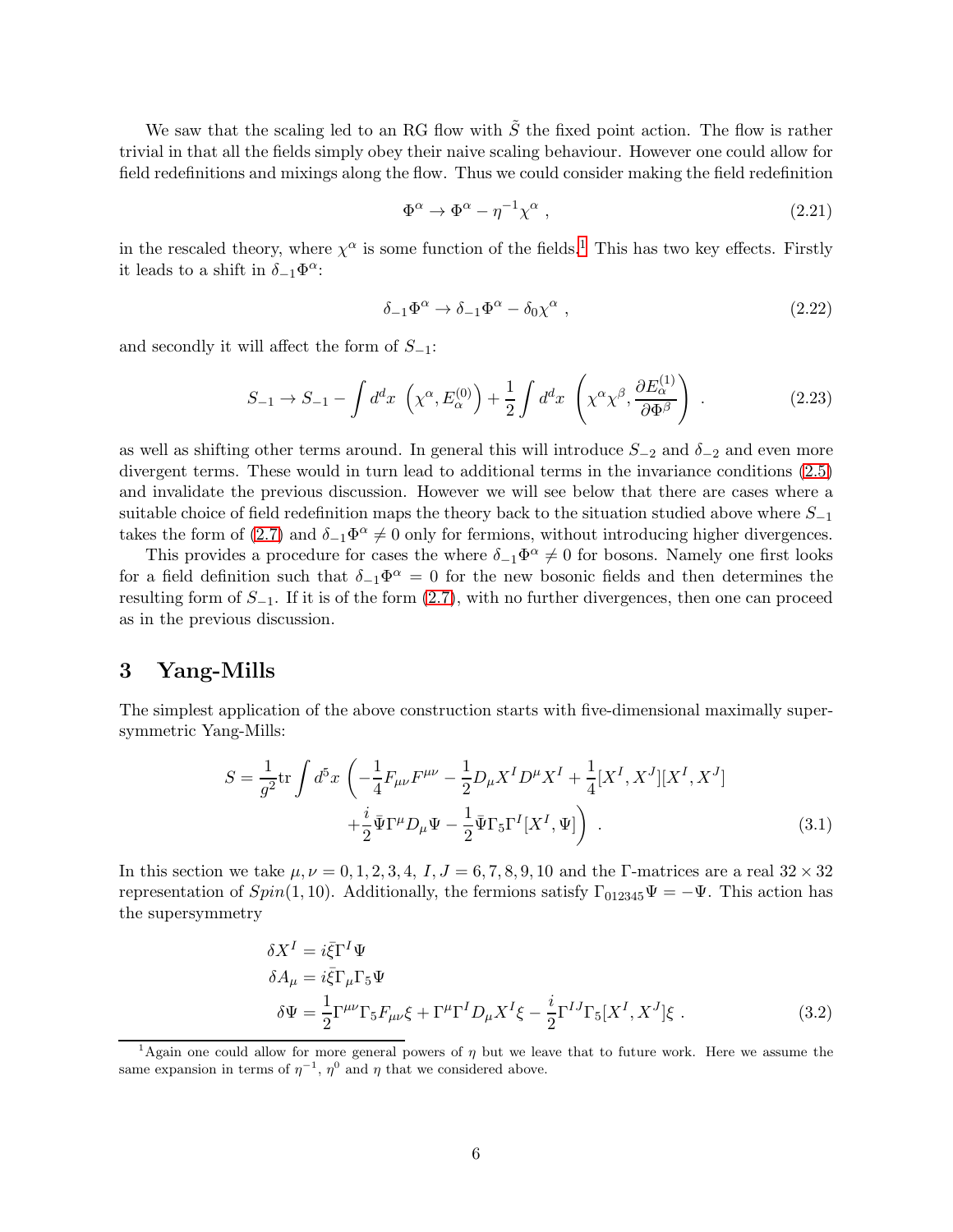We saw that the scaling led to an RG flow with $\tilde{S}$ the fixed point action. The flow is rather trivial in that all the fields simply obey their naive scaling behaviour. However one could allow for field redefinitions and mixings along the flow. Thus we could consider making the field redefinition

$$
\Phi^\alpha \to \Phi^\alpha - \eta^{-1}\chi^\alpha \ , \tag{2.21}
$$

in the rescaled theory, where $\chi^\alpha$ is some function of the fields.[1] This has two key effects. Firstly it leads to a shift in $\delta_{-1}\Phi^\alpha$:

$$
\delta_{-1}\Phi^\alpha \to \delta_{-1}\Phi^\alpha - \delta_0\chi^\alpha \ , \tag{2.22}
$$

and secondly it will affect the form of $S_{-1}$:

$$
S_{-1} \to S_{-1} - \int d^dx \ \left(\chi^\alpha, E^{(0)}_\alpha\right) + \frac{1}{2}\int d^dx \ \left(\chi^\alpha\chi^\beta, \frac{\partial E^{(1)}_\alpha}{\partial\Phi^\beta}\right) \ . \tag{2.23}
$$

as well as shifting other terms around. In general this will introduce $S_{-2}$ and $\delta_{-2}$ and even more divergent terms. These would in turn lead to additional terms in the invariance conditions (2.5) and invalidate the previous discussion. However we will see below that there are cases where a suitable choice of field redefinition maps the theory back to the situation studied above where $S_{-1}$ takes the form of (2.7) and $\delta_{-1}\Phi^\alpha \neq 0$ only for fermions, without introducing higher divergences.

This provides a procedure for cases the where $\delta_{-1}\Phi^\alpha \neq 0$ for bosons. Namely one first looks for a field definition such that $\delta_{-1}\Phi^\alpha = 0$ for the new bosonic fields and then determines the resulting form of $S_{-1}$. If it is of the form (2.7), with no further divergences, then one can proceed as in the previous discussion.

## 3 Yang-Mills

The simplest application of the above construction starts with five-dimensional maximally supersymmetric Yang-Mills:

$$
\begin{aligned}
S = \frac{1}{g^2}\mathrm{tr}\int d^5x \ \bigg(&-\frac{1}{4}F_{\mu\nu}F^{\mu\nu} - \frac{1}{2}D_\mu X^I D^\mu X^I + \frac{1}{4}[X^I, X^J][X^I, X^J] \\
&+\frac{i}{2}\bar{\Psi}\Gamma^\mu D_\mu\Psi - \frac{1}{2}\bar{\Psi}\Gamma_5\Gamma^I[X^I, \Psi]\bigg) \ .
\end{aligned} \tag{3.1}
$$

In this section we take $\mu, \nu = 0, 1, 2, 3, 4$, $I, J = 6, 7, 8, 9, 10$ and the $\Gamma$-matrices are a real $32 \times 32$ representation of $Spin(1, 10)$. Additionally, the fermions satisfy $\Gamma_{012345}\Psi = -\Psi$. This action has the supersymmetry

$$
\begin{aligned}
\delta X^I &= i\bar{\xi}\Gamma^I\Psi \\
\delta A_\mu &= i\bar{\xi}\Gamma_\mu\Gamma_5\Psi \\
\delta\Psi &= \frac{1}{2}\Gamma^{\mu\nu}\Gamma_5 F_{\mu\nu}\xi + \Gamma^\mu\Gamma^I D_\mu X^I\xi - \frac{i}{2}\Gamma^{IJ}\Gamma_5[X^I, X^J]\xi \ .
\end{aligned} \tag{3.2}
$$

[1] Again one could allow for more general powers of $\eta$ but we leave that to future work. Here we assume the same expansion in terms of $\eta^{-1}$, $\eta^0$ and $\eta$ that we considered above.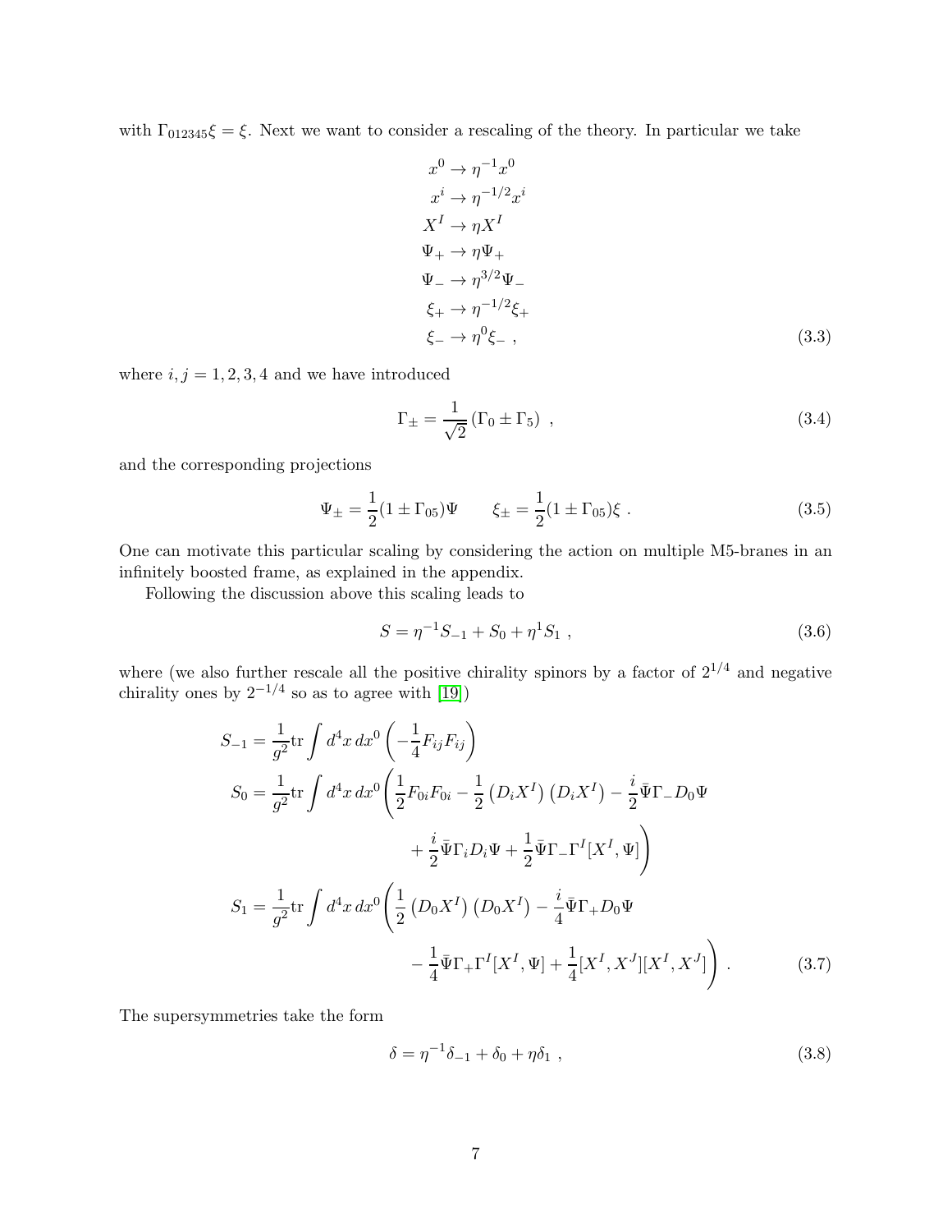with $\Gamma_{012345}\xi = \xi$. Next we want to consider a rescaling of the theory. In particular we take

$$
\begin{aligned}
x^0 &\to \eta^{-1}x^0 \\
x^i &\to \eta^{-1/2}x^i \\
X^I &\to \eta X^I \\
\Psi_+ &\to \eta \Psi_+ \\
\Psi_- &\to \eta^{3/2}\Psi_- \\
\xi_+ &\to \eta^{-1/2}\xi_+ \\
\xi_- &\to \eta^0 \xi_- \ ,
\end{aligned}
\tag{3.3}
$$

where $i, j = 1, 2, 3, 4$ and we have introduced

$$
\Gamma_\pm = \frac{1}{\sqrt{2}}\left(\Gamma_0 \pm \Gamma_5\right) \ , \tag{3.4}
$$

and the corresponding projections

$$
\Psi_\pm = \frac{1}{2}(1 \pm \Gamma_{05})\Psi \qquad \xi_\pm = \frac{1}{2}(1 \pm \Gamma_{05})\xi \ . \tag{3.5}
$$

One can motivate this particular scaling by considering the action on multiple M5-branes in an infinitely boosted frame, as explained in the appendix.

Following the discussion above this scaling leads to

$$
S = \eta^{-1}S_{-1} + S_0 + \eta^1 S_1 \ , \tag{3.6}
$$

where (we also further rescale all the positive chirality spinors by a factor of $2^{1/4}$ and negative chirality ones by $2^{-1/4}$ so as to agree with [19])

$$
\begin{aligned}
S_{-1} &= \frac{1}{g^2}\mathrm{tr}\int d^4x\, dx^0 \left(-\frac{1}{4}F_{ij}F_{ij}\right) \\
S_0 &= \frac{1}{g^2}\mathrm{tr}\int d^4x\, dx^0 \Bigg(\frac{1}{2}F_{0i}F_{0i} - \frac{1}{2}\left(D_iX^I\right)\left(D_iX^I\right) - \frac{i}{2}\bar{\Psi}\Gamma_- D_0\Psi \\
&\qquad\qquad + \frac{i}{2}\bar{\Psi}\Gamma_i D_i\Psi + \frac{1}{2}\bar{\Psi}\Gamma_-\Gamma^I[X^I, \Psi]\Bigg) \\
S_1 &= \frac{1}{g^2}\mathrm{tr}\int d^4x\, dx^0 \Bigg(\frac{1}{2}\left(D_0X^I\right)\left(D_0X^I\right) - \frac{i}{4}\bar{\Psi}\Gamma_+ D_0\Psi \\
&\qquad\qquad - \frac{1}{4}\bar{\Psi}\Gamma_+\Gamma^I[X^I, \Psi] + \frac{1}{4}[X^I, X^J][X^I, X^J]\Bigg) \ .
\end{aligned}
\tag{3.7}
$$

The supersymmetries take the form

$$
\delta = \eta^{-1}\delta_{-1} + \delta_0 + \eta\delta_1 \ , \tag{3.8}
$$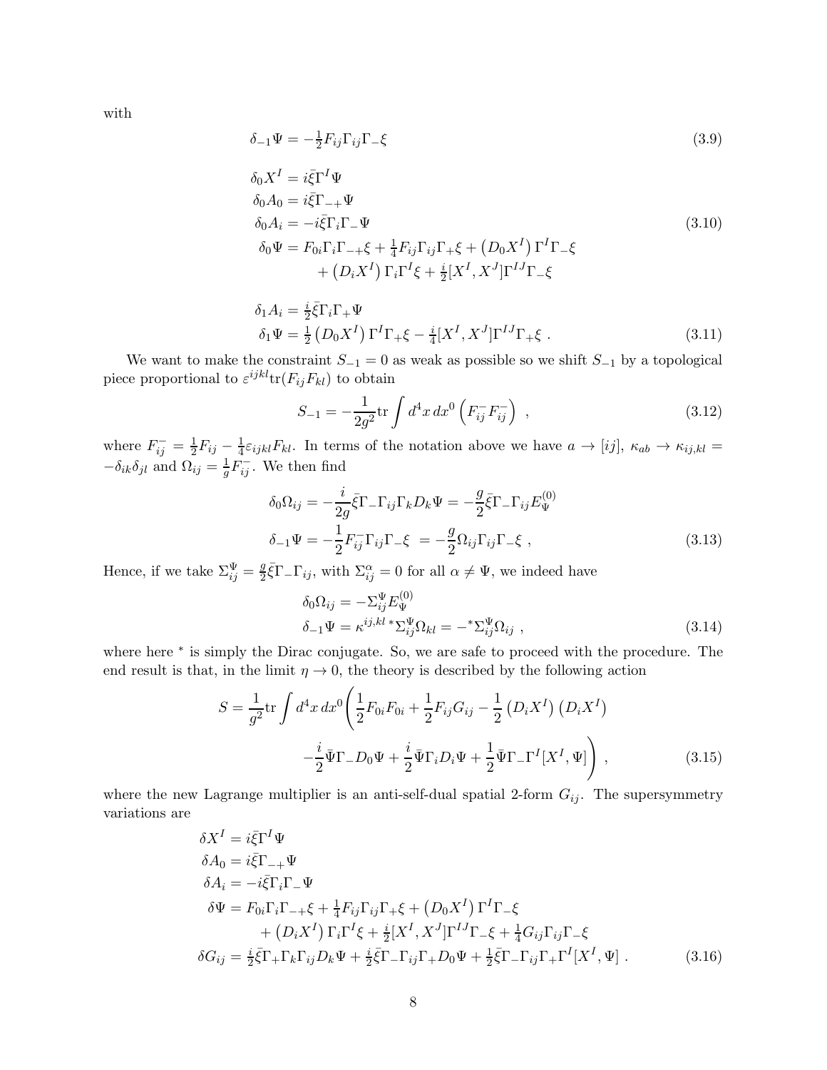with

$$\delta_{-1}\Psi = -\tfrac{1}{2}F_{ij}\Gamma_{ij}\Gamma_{-}\xi \tag{3.9}$$

$$\begin{aligned}
\delta_0 X^I &= i\bar{\xi}\Gamma^I\Psi \\
\delta_0 A_0 &= i\bar{\xi}\Gamma_{-+}\Psi \\
\delta_0 A_i &= -i\bar{\xi}\Gamma_i\Gamma_-\Psi \\
\delta_0\Psi &= F_{0i}\Gamma_i\Gamma_{-+}\xi + \tfrac{1}{4}F_{ij}\Gamma_{ij}\Gamma_+\xi + \left(D_0X^I\right)\Gamma^I\Gamma_-\xi \\
&\quad + \left(D_iX^I\right)\Gamma_i\Gamma^I\xi + \tfrac{i}{2}[X^I,X^J]\Gamma^{IJ}\Gamma_-\xi
\end{aligned} \tag{3.10}$$

$$\begin{aligned}
\delta_1 A_i &= \tfrac{i}{2}\bar{\xi}\Gamma_i\Gamma_+\Psi \\
\delta_1\Psi &= \tfrac{1}{2}\left(D_0X^I\right)\Gamma^I\Gamma_+\xi - \tfrac{i}{4}[X^I,X^J]\Gamma^{IJ}\Gamma_+\xi \ .
\end{aligned} \tag{3.11}$$

We want to make the constraint $S_{-1}=0$ as weak as possible so we shift $S_{-1}$ by a topological piece proportional to $\varepsilon^{ijkl}\mathrm{tr}(F_{ij}F_{kl})$ to obtain

$$S_{-1} = -\frac{1}{2g^2}\mathrm{tr}\int d^4x\, dx^0\left(F^-_{ij}F^-_{ij}\right) \ , \tag{3.12}$$

where $F^-_{ij} = \frac{1}{2}F_{ij} - \frac{1}{4}\varepsilon_{ijkl}F_{kl}$. In terms of the notation above we have $a \to [ij]$, $\kappa_{ab} \to \kappa_{ij,kl} = -\delta_{ik}\delta_{jl}$ and $\Omega_{ij} = \frac{1}{g}F^-_{ij}$. We then find

$$\begin{aligned}
\delta_0\Omega_{ij} &= -\frac{i}{2g}\bar{\xi}\Gamma_-\Gamma_{ij}\Gamma_kD_k\Psi = -\frac{g}{2}\bar{\xi}\Gamma_-\Gamma_{ij}E^{(0)}_\Psi \\
\delta_{-1}\Psi &= -\frac{1}{2}F^-_{ij}\Gamma_{ij}\Gamma_-\xi \ = -\frac{g}{2}\Omega_{ij}\Gamma_{ij}\Gamma_-\xi \ ,
\end{aligned} \tag{3.13}$$

Hence, if we take $\Sigma^\Psi_{ij} = \frac{g}{2}\bar{\xi}\Gamma_-\Gamma_{ij}$, with $\Sigma^\alpha_{ij}=0$ for all $\alpha \neq \Psi$, we indeed have

$$\begin{aligned}
\delta_0\Omega_{ij} &= -\Sigma^\Psi_{ij}E^{(0)}_\Psi \\
\delta_{-1}\Psi &= \kappa^{ij,kl}\,{}^*\Sigma^\Psi_{ij}\Omega_{kl} = -{}^*\Sigma^\Psi_{ij}\Omega_{ij} \ ,
\end{aligned} \tag{3.14}$$

where here $^*$ is simply the Dirac conjugate. So, we are safe to proceed with the procedure. The end result is that, in the limit $\eta \to 0$, the theory is described by the following action

$$\begin{aligned}
S = \frac{1}{g^2}\mathrm{tr}\int d^4x\, dx^0\Bigg(&\frac{1}{2}F_{0i}F_{0i} + \frac{1}{2}F_{ij}G_{ij} - \frac{1}{2}\left(D_iX^I\right)\left(D_iX^I\right) \\
&-\frac{i}{2}\bar{\Psi}\Gamma_-D_0\Psi + \frac{i}{2}\bar{\Psi}\Gamma_iD_i\Psi + \frac{1}{2}\bar{\Psi}\Gamma_-\Gamma^I[X^I,\Psi]\Bigg) \ ,
\end{aligned} \tag{3.15}$$

where the new Lagrange multiplier is an anti-self-dual spatial 2-form $G_{ij}$. The supersymmetry variations are

$$\begin{aligned}
\delta X^I &= i\bar{\xi}\Gamma^I\Psi \\
\delta A_0 &= i\bar{\xi}\Gamma_{-+}\Psi \\
\delta A_i &= -i\bar{\xi}\Gamma_i\Gamma_-\Psi \\
\delta\Psi &= F_{0i}\Gamma_i\Gamma_{-+}\xi + \tfrac{1}{4}F_{ij}\Gamma_{ij}\Gamma_+\xi + \left(D_0X^I\right)\Gamma^I\Gamma_-\xi \\
&\quad + \left(D_iX^I\right)\Gamma_i\Gamma^I\xi + \tfrac{i}{2}[X^I,X^J]\Gamma^{IJ}\Gamma_-\xi + \tfrac{1}{4}G_{ij}\Gamma_{ij}\Gamma_-\xi \\
\delta G_{ij} &= \tfrac{i}{2}\bar{\xi}\Gamma_+\Gamma_k\Gamma_{ij}D_k\Psi + \tfrac{i}{2}\bar{\xi}\Gamma_-\Gamma_{ij}\Gamma_+D_0\Psi + \tfrac{1}{2}\bar{\xi}\Gamma_-\Gamma_{ij}\Gamma_+\Gamma^I[X^I,\Psi] \ .
\end{aligned} \tag{3.16}$$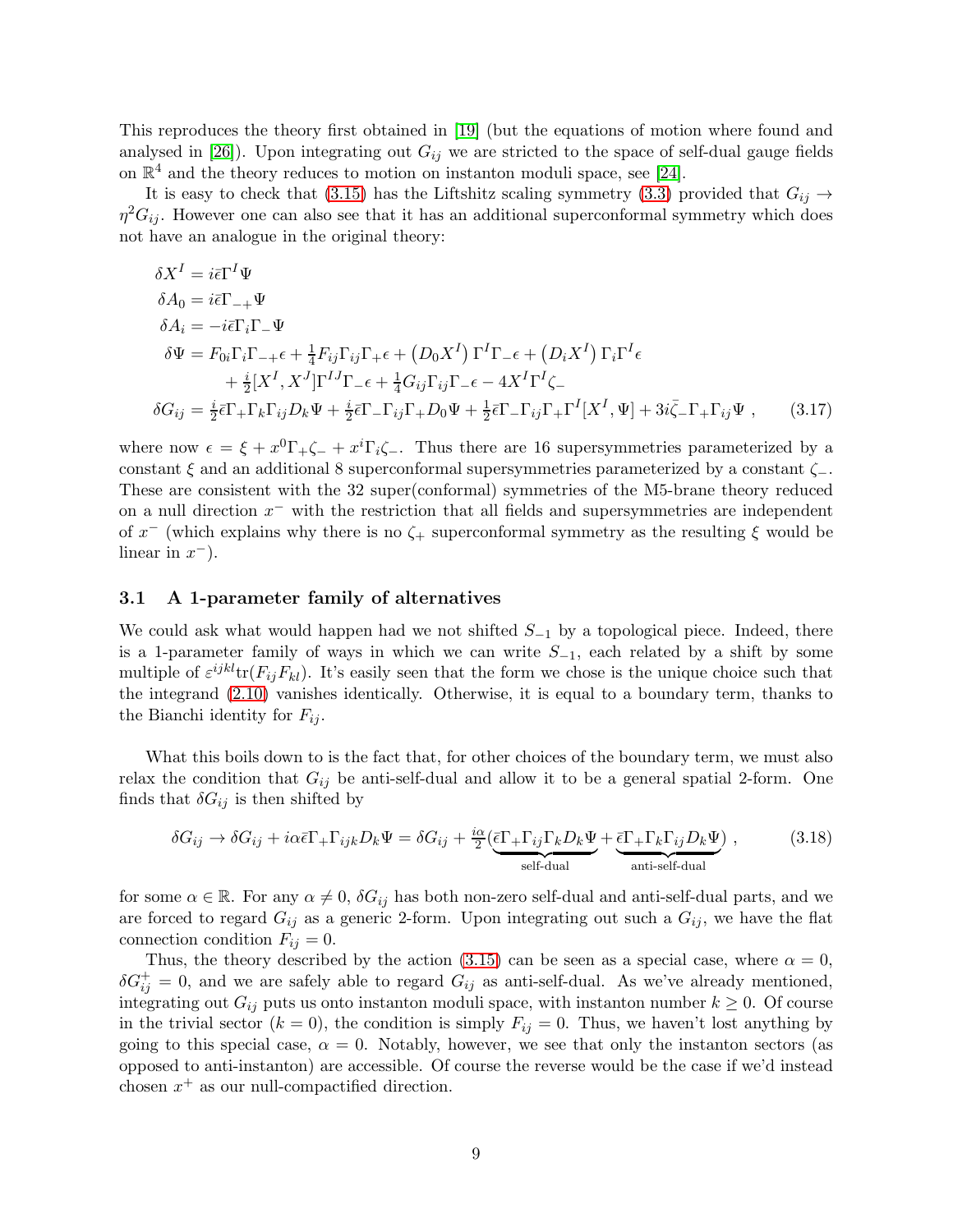This reproduces the theory first obtained in [19] (but the equations of motion where found and analysed in [26]). Upon integrating out $G_{ij}$ we are stricted to the space of self-dual gauge fields on $\mathbb{R}^4$ and the theory reduces to motion on instanton moduli space, see [24].

It is easy to check that (3.15) has the Liftshitz scaling symmetry (3.3) provided that $G_{ij} \to \eta^2 G_{ij}$. However one can also see that it has an additional superconformal symmetry which does not have an analogue in the original theory:

$$
\begin{aligned}
\delta X^I &= i\bar{\epsilon}\Gamma^I\Psi \\
\delta A_0 &= i\bar{\epsilon}\Gamma_{-+}\Psi \\
\delta A_i &= -i\bar{\epsilon}\Gamma_i\Gamma_-\Psi \\
\delta\Psi &= F_{0i}\Gamma_i\Gamma_{-+}\epsilon + \tfrac{1}{4}F_{ij}\Gamma_{ij}\Gamma_+\epsilon + \left(D_0X^I\right)\Gamma^I\Gamma_-\epsilon + \left(D_iX^I\right)\Gamma_i\Gamma^I\epsilon \\
&\quad + \tfrac{i}{2}[X^I,X^J]\Gamma^{IJ}\Gamma_-\epsilon + \tfrac{1}{4}G_{ij}\Gamma_{ij}\Gamma_-\epsilon - 4X^I\Gamma^I\zeta_- \\
\delta G_{ij} &= \tfrac{i}{2}\bar{\epsilon}\Gamma_+\Gamma_k\Gamma_{ij}D_k\Psi + \tfrac{i}{2}\bar{\epsilon}\Gamma_-\Gamma_{ij}\Gamma_+D_0\Psi + \tfrac{1}{2}\bar{\epsilon}\Gamma_-\Gamma_{ij}\Gamma_+\Gamma^I[X^I,\Psi] + 3i\bar{\zeta}_-\Gamma_+\Gamma_{ij}\Psi\ ,
\end{aligned}
\tag{3.17}
$$

where now $\epsilon = \xi + x^0\Gamma_+\zeta_- + x^i\Gamma_i\zeta_-$. Thus there are 16 supersymmetries parameterized by a constant $\xi$ and an additional 8 superconformal supersymmetries parameterized by a constant $\zeta_-$. These are consistent with the 32 super(conformal) symmetries of the M5-brane theory reduced on a null direction $x^-$ with the restriction that all fields and supersymmetries are independent of $x^-$ (which explains why there is no $\zeta_+$ superconformal symmetry as the resulting $\xi$ would be linear in $x^-$).

### 3.1 A 1-parameter family of alternatives

We could ask what would happen had we not shifted $S_{-1}$ by a topological piece. Indeed, there is a 1-parameter family of ways in which we can write $S_{-1}$, each related by a shift by some multiple of $\varepsilon^{ijkl}\mathrm{tr}(F_{ij}F_{kl})$. It's easily seen that the form we chose is the unique choice such that the integrand (2.10) vanishes identically. Otherwise, it is equal to a boundary term, thanks to the Bianchi identity for $F_{ij}$.

What this boils down to is the fact that, for other choices of the boundary term, we must also relax the condition that $G_{ij}$ be anti-self-dual and allow it to be a general spatial 2-form. One finds that $\delta G_{ij}$ is then shifted by

$$
\delta G_{ij} \to \delta G_{ij} + i\alpha\bar{\epsilon}\Gamma_+\Gamma_{ijk}D_k\Psi = \delta G_{ij} + \tfrac{i\alpha}{2}\big(\underbrace{\bar{\epsilon}\Gamma_+\Gamma_{ij}\Gamma_kD_k\Psi}_{\text{self-dual}} + \underbrace{\bar{\epsilon}\Gamma_+\Gamma_k\Gamma_{ij}D_k\Psi}_{\text{anti-self-dual}}\big)\ ,
\tag{3.18}
$$

for some $\alpha \in \mathbb{R}$. For any $\alpha \neq 0$, $\delta G_{ij}$ has both non-zero self-dual and anti-self-dual parts, and we are forced to regard $G_{ij}$ as a generic 2-form. Upon integrating out such a $G_{ij}$, we have the flat connection condition $F_{ij} = 0$.

Thus, the theory described by the action (3.15) can be seen as a special case, where $\alpha = 0$, $\delta G^+_{ij} = 0$, and we are safely able to regard $G_{ij}$ as anti-self-dual. As we've already mentioned, integrating out $G_{ij}$ puts us onto instanton moduli space, with instanton number $k \geq 0$. Of course in the trivial sector ($k = 0$), the condition is simply $F_{ij} = 0$. Thus, we haven't lost anything by going to this special case, $\alpha = 0$. Notably, however, we see that only the instanton sectors (as opposed to anti-instanton) are accessible. Of course the reverse would be the case if we'd instead chosen $x^+$ as our null-compactified direction.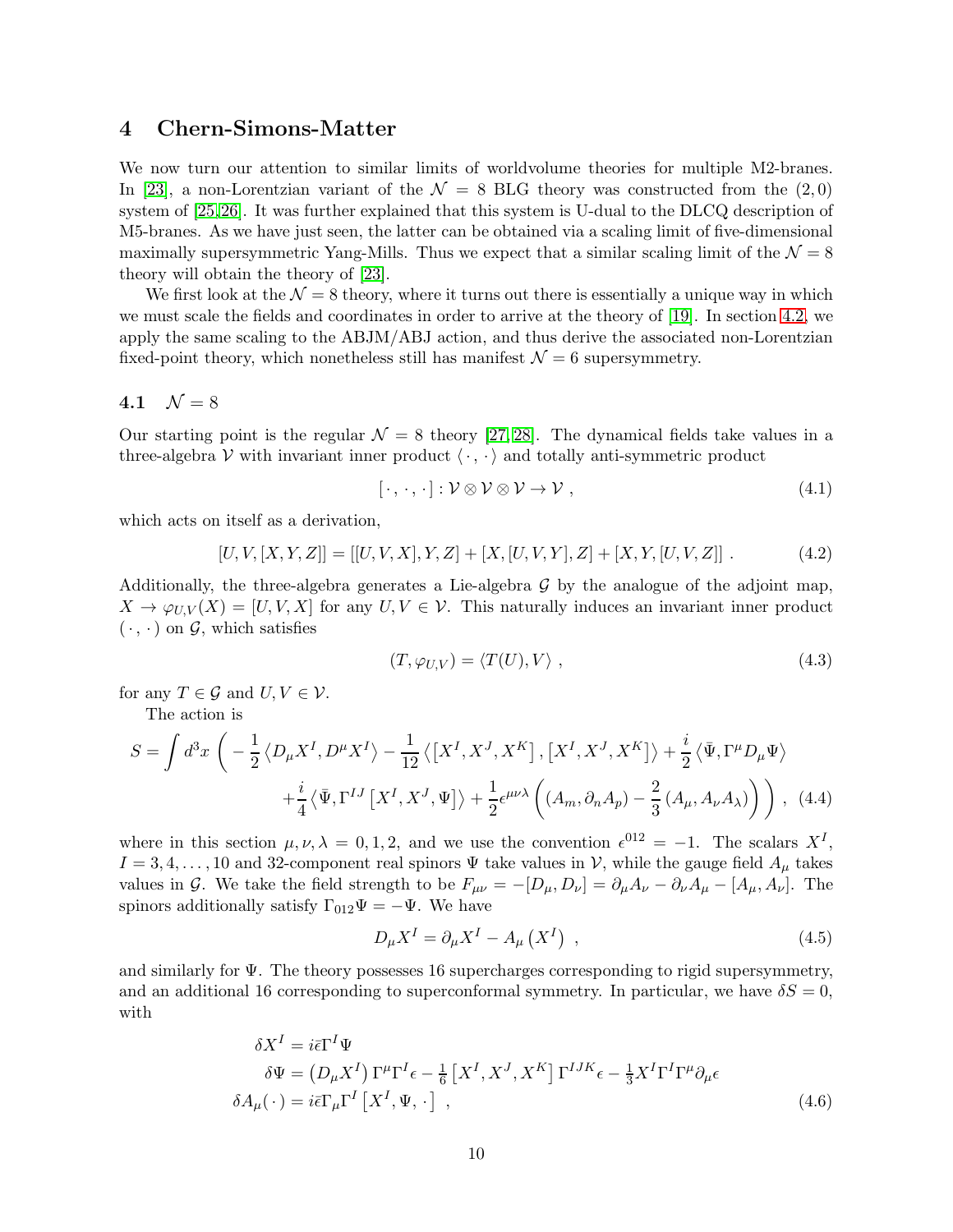# 4 Chern-Simons-Matter

We now turn our attention to similar limits of worldvolume theories for multiple M2-branes. In [23], a non-Lorentzian variant of the $\mathcal{N} = 8$ BLG theory was constructed from the $(2,0)$ system of [25,26]. It was further explained that this system is U-dual to the DLCQ description of M5-branes. As we have just seen, the latter can be obtained via a scaling limit of five-dimensional maximally supersymmetric Yang-Mills. Thus we expect that a similar scaling limit of the $\mathcal{N} = 8$ theory will obtain the theory of [23].

We first look at the $\mathcal{N} = 8$ theory, where it turns out there is essentially a unique way in which we must scale the fields and coordinates in order to arrive at the theory of [19]. In section 4.2, we apply the same scaling to the ABJM/ABJ action, and thus derive the associated non-Lorentzian fixed-point theory, which nonetheless still has manifest $\mathcal{N} = 6$ supersymmetry.

## 4.1 $\mathcal{N} = 8$

Our starting point is the regular $\mathcal{N} = 8$ theory [27,28]. The dynamical fields take values in a three-algebra $\mathcal{V}$ with invariant inner product $\langle \cdot, \cdot \rangle$ and totally anti-symmetric product

$$[\,\cdot\,,\,\cdot\,,\,\cdot\,] : \mathcal{V} \otimes \mathcal{V} \otimes \mathcal{V} \to \mathcal{V}\ , \tag{4.1}$$

which acts on itself as a derivation,

$$[U, V, [X, Y, Z]] = [[U, V, X], Y, Z] + [X, [U, V, Y], Z] + [X, Y, [U, V, Z]]\ . \tag{4.2}$$

Additionally, the three-algebra generates a Lie-algebra $\mathcal{G}$ by the analogue of the adjoint map, $X \to \varphi_{U,V}(X) = [U, V, X]$ for any $U, V \in \mathcal{V}$. This naturally induces an invariant inner product $(\,\cdot\,,\,\cdot\,)$ on $\mathcal{G}$, which satisfies

$$(T, \varphi_{U,V}) = \langle T(U), V \rangle\ , \tag{4.3}$$

for any $T \in \mathcal{G}$ and $U, V \in \mathcal{V}$.

The action is

$$\begin{aligned} S = \int d^3x \ \bigg( &- \frac{1}{2} \left\langle D_\mu X^I, D^\mu X^I \right\rangle - \frac{1}{12} \left\langle \left[X^I, X^J, X^K\right], \left[X^I, X^J, X^K\right] \right\rangle + \frac{i}{2} \left\langle \bar{\Psi}, \Gamma^\mu D_\mu \Psi \right\rangle \\ &+ \frac{i}{4} \left\langle \bar{\Psi}, \Gamma^{IJ} \left[X^I, X^J, \Psi\right] \right\rangle + \frac{1}{2} \epsilon^{\mu\nu\lambda} \left( (A_m, \partial_n A_p) - \frac{2}{3} \left(A_\mu, A_\nu A_\lambda\right) \right) \bigg)\ , \end{aligned} \tag{4.4}$$

where in this section $\mu, \nu, \lambda = 0, 1, 2$, and we use the convention $\epsilon^{012} = -1$. The scalars $X^I$, $I = 3, 4, \ldots, 10$ and 32-component real spinors $\Psi$ take values in $\mathcal{V}$, while the gauge field $A_\mu$ takes values in $\mathcal{G}$. We take the field strength to be $F_{\mu\nu} = -[D_\mu, D_\nu] = \partial_\mu A_\nu - \partial_\nu A_\mu - [A_\mu, A_\nu]$. The spinors additionally satisfy $\Gamma_{012}\Psi = -\Psi$. We have

$$D_\mu X^I = \partial_\mu X^I - A_\mu\left(X^I\right)\ , \tag{4.5}$$

and similarly for $\Psi$. The theory possesses 16 supercharges corresponding to rigid supersymmetry, and an additional 16 corresponding to superconformal symmetry. In particular, we have $\delta S = 0$, with

$$\begin{aligned} \delta X^I &= i\bar{\epsilon}\Gamma^I \Psi \\ \delta \Psi &= \left(D_\mu X^I\right) \Gamma^\mu \Gamma^I \epsilon - \tfrac{1}{6} \left[X^I, X^J, X^K\right] \Gamma^{IJK} \epsilon - \tfrac{1}{3} X^I \Gamma^I \Gamma^\mu \partial_\mu \epsilon \\ \delta A_\mu(\,\cdot\,) &= i\bar{\epsilon}\Gamma_\mu \Gamma^I \left[X^I, \Psi, \,\cdot\,\right]\ , \end{aligned} \tag{4.6}$$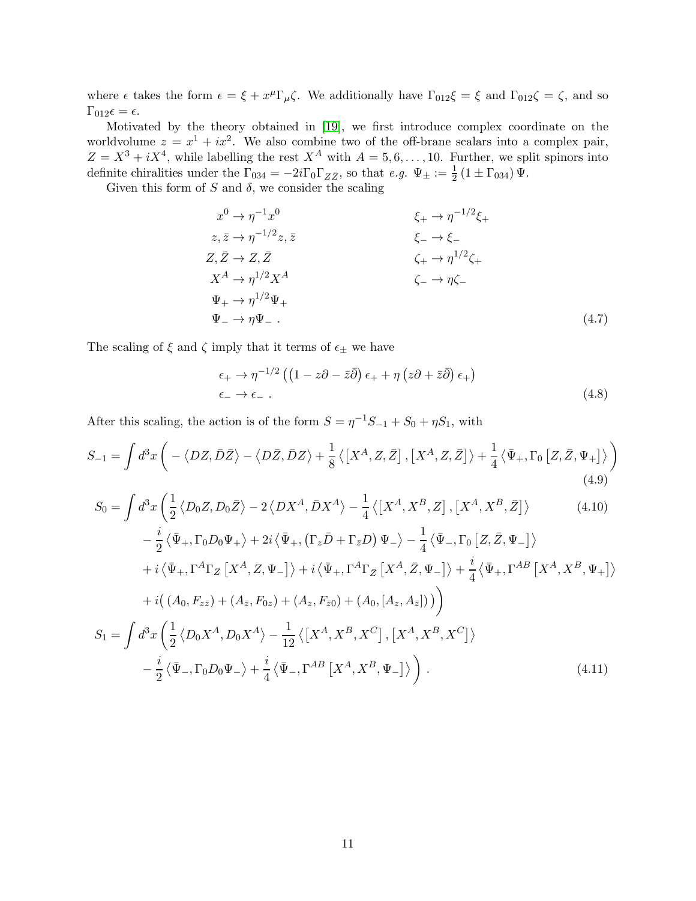where $\epsilon$ takes the form $\epsilon = \xi + x^\mu \Gamma_\mu \zeta$. We additionally have $\Gamma_{012}\xi = \xi$ and $\Gamma_{012}\zeta = \zeta$, and so $\Gamma_{012}\epsilon = \epsilon$.

Motivated by the theory obtained in [19], we first introduce complex coordinate on the worldvolume $z = x^1 + ix^2$. We also combine two of the off-brane scalars into a complex pair, $Z = X^3 + iX^4$, while labelling the rest $X^A$ with $A = 5, 6, \ldots, 10$. Further, we split spinors into definite chiralities under the $\Gamma_{034} = -2i\Gamma_0\Gamma_{Z\bar{Z}}$, so that *e.g.* $\Psi_\pm := \frac{1}{2}(1 \pm \Gamma_{034})\Psi$.

Given this form of $S$ and $\delta$, we consider the scaling

$$
\begin{aligned}
x^0 &\to \eta^{-1} x^0 & \xi_+ &\to \eta^{-1/2}\xi_+ \\
z, \bar{z} &\to \eta^{-1/2} z, \bar{z} & \xi_- &\to \xi_- \\
Z, \bar{Z} &\to Z, \bar{Z} & \zeta_+ &\to \eta^{1/2}\zeta_+ \\
X^A &\to \eta^{1/2} X^A & \zeta_- &\to \eta\zeta_- \\
\Psi_+ &\to \eta^{1/2}\Psi_+ & & \\
\Psi_- &\to \eta\Psi_- \ . & &
\end{aligned}
\tag{4.7}
$$

The scaling of $\xi$ and $\zeta$ imply that it terms of $\epsilon_\pm$ we have

$$
\begin{aligned}
\epsilon_+ &\to \eta^{-1/2}\left(\left(1 - z\partial - \bar{z}\bar{\partial}\right)\epsilon_+ + \eta\left(z\partial + \bar{z}\bar{\partial}\right)\epsilon_+\right) \\
\epsilon_- &\to \epsilon_- \ .
\end{aligned}
\tag{4.8}
$$

After this scaling, the action is of the form $S = \eta^{-1}S_{-1} + S_0 + \eta S_1$, with

$$
S_{-1} = \int d^3x \left( -\left\langle DZ, \bar{D}\bar{Z}\right\rangle - \left\langle D\bar{Z}, \bar{D}Z\right\rangle + \frac{1}{8}\left\langle \left[X^A, Z, \bar{Z}\right], \left[X^A, Z, \bar{Z}\right]\right\rangle + \frac{1}{4}\left\langle \bar{\Psi}_+, \Gamma_0\left[Z, \bar{Z}, \Psi_+\right]\right\rangle \right)
\tag{4.9}
$$

$$
\begin{aligned}
S_0 = \int d^3x \bigg( &\frac{1}{2}\left\langle D_0 Z, D_0\bar{Z}\right\rangle - 2\left\langle DX^A, \bar{D}X^A\right\rangle - \frac{1}{4}\left\langle \left[X^A, X^B, Z\right], \left[X^A, X^B, \bar{Z}\right]\right\rangle \qquad (4.10) \\
&- \frac{i}{2}\left\langle \bar{\Psi}_+, \Gamma_0 D_0 \Psi_+\right\rangle + 2i\left\langle \bar{\Psi}_+, \left(\Gamma_z\bar{D} + \Gamma_{\bar{z}}D\right)\Psi_-\right\rangle - \frac{1}{4}\left\langle \bar{\Psi}_-, \Gamma_0\left[Z, \bar{Z}, \Psi_-\right]\right\rangle \\
&+ i\left\langle \bar{\Psi}_+, \Gamma^A\Gamma_Z\left[X^A, Z, \Psi_-\right]\right\rangle + i\left\langle \bar{\Psi}_+, \Gamma^A\Gamma_{\bar{Z}}\left[X^A, \bar{Z}, \Psi_-\right]\right\rangle + \frac{i}{4}\left\langle \bar{\Psi}_+, \Gamma^{AB}\left[X^A, X^B, \Psi_+\right]\right\rangle \\
&+ i\big( (A_0, F_{z\bar{z}}) + (A_{\bar{z}}, F_{0z}) + (A_z, F_{\bar{z}0}) + (A_0, [A_z, A_{\bar{z}}]) \big) \bigg) \\
S_1 = \int d^3x \bigg( &\frac{1}{2}\left\langle D_0 X^A, D_0 X^A\right\rangle - \frac{1}{12}\left\langle \left[X^A, X^B, X^C\right], \left[X^A, X^B, X^C\right]\right\rangle \\
&- \frac{i}{2}\left\langle \bar{\Psi}_-, \Gamma_0 D_0 \Psi_-\right\rangle + \frac{i}{4}\left\langle \bar{\Psi}_-, \Gamma^{AB}\left[X^A, X^B, \Psi_-\right]\right\rangle \bigg) \ .
\end{aligned}
\tag{4.11}
$$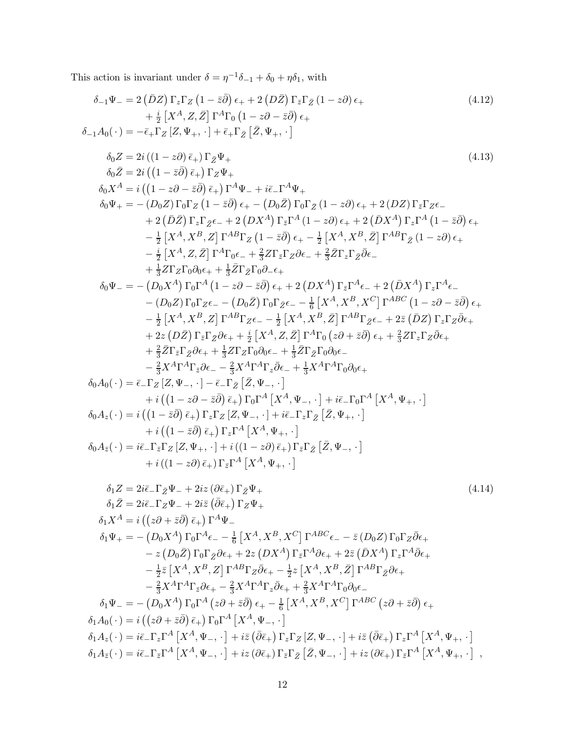This action is invariant under $\delta = \eta^{-1}\delta_{-1} + \delta_0 + \eta\delta_1$, with

$$
\begin{aligned}
\delta_{-1}\Psi_- &= 2\left(\bar{D}Z\right)\Gamma_{\bar{z}}\Gamma_Z\left(1-\bar{z}\bar{\partial}\right)\epsilon_+ + 2\left(D\bar{Z}\right)\Gamma_{\bar{z}}\Gamma_{\bar{Z}}\left(1-z\partial\right)\epsilon_+ \\
&\quad + \tfrac{i}{2}\left[X^A, Z, \bar{Z}\right]\Gamma^A\Gamma_0\left(1-z\partial-\bar{z}\bar{\partial}\right)\epsilon_+ \\
\delta_{-1}A_0(\,\cdot\,) &= -\bar{\epsilon}_+\Gamma_Z\left[Z,\Psi_+,\,\cdot\,\right] + \bar{\epsilon}_+\Gamma_{\bar{Z}}\left[\bar{Z},\Psi_+,\,\cdot\,\right]
\end{aligned}
\tag{4.12}
$$

$$
\begin{aligned}
\delta_0 Z &= 2i\left(\left(1-z\partial\right)\bar{\epsilon}_+\right)\Gamma_{\bar{Z}}\Psi_+ \\
\delta_0 \bar{Z} &= 2i\left(\left(1-\bar{z}\bar{\partial}\right)\bar{\epsilon}_+\right)\Gamma_Z\Psi_+ \\
\delta_0 X^A &= i\left(\left(1-z\partial-\bar{z}\bar{\partial}\right)\bar{\epsilon}_+\right)\Gamma^A\Psi_- + i\bar{\epsilon}_-\Gamma^A\Psi_+ \\
\delta_0\Psi_+ &= -\left(D_0Z\right)\Gamma_0\Gamma_Z\left(1-\bar{z}\bar{\partial}\right)\epsilon_+ - \left(D_0\bar{Z}\right)\Gamma_0\Gamma_{\bar{Z}}\left(1-z\partial\right)\epsilon_+ + 2\left(DZ\right)\Gamma_{\bar{z}}\Gamma_Z\epsilon_- \\
&\quad + 2\left(\bar{D}\bar{Z}\right)\Gamma_z\Gamma_{\bar{Z}}\epsilon_- + 2\left(DX^A\right)\Gamma_{\bar{z}}\Gamma^A\left(1-z\partial\right)\epsilon_+ + 2\left(\bar{D}X^A\right)\Gamma_z\Gamma^A\left(1-\bar{z}\bar{\partial}\right)\epsilon_+ \\
&\quad - \tfrac{1}{2}\left[X^A,X^B,Z\right]\Gamma^{AB}\Gamma_Z\left(1-\bar{z}\bar{\partial}\right)\epsilon_+ - \tfrac{1}{2}\left[X^A,X^B,\bar{Z}\right]\Gamma^{AB}\Gamma_{\bar{Z}}\left(1-z\partial\right)\epsilon_+ \\
&\quad - \tfrac{i}{2}\left[X^A,Z,\bar{Z}\right]\Gamma^A\Gamma_0\epsilon_- + \tfrac{2}{3}Z\Gamma_{\bar{z}}\Gamma_Z\partial\epsilon_- + \tfrac{2}{3}\bar{Z}\Gamma_z\Gamma_{\bar{Z}}\bar{\partial}\epsilon_- \\
&\quad + \tfrac{1}{3}Z\Gamma_Z\Gamma_0\partial_0\epsilon_+ + \tfrac{1}{3}\bar{Z}\Gamma_{\bar{Z}}\Gamma_0\partial_-\epsilon_+ \\
\delta_0\Psi_- &= -\left(D_0X^A\right)\Gamma_0\Gamma^A\left(1-z\partial-\bar{z}\bar{\partial}\right)\epsilon_+ + 2\left(DX^A\right)\Gamma_{\bar{z}}\Gamma^A\epsilon_- + 2\left(\bar{D}X^A\right)\Gamma_z\Gamma^A\epsilon_- \\
&\quad - \left(D_0Z\right)\Gamma_0\Gamma_Z\epsilon_- - \left(D_0\bar{Z}\right)\Gamma_0\Gamma_{\bar{Z}}\epsilon_- - \tfrac{1}{6}\left[X^A,X^B,X^C\right]\Gamma^{ABC}\left(1-z\partial-\bar{z}\bar{\partial}\right)\epsilon_+ \\
&\quad - \tfrac{1}{2}\left[X^A,X^B,Z\right]\Gamma^{AB}\Gamma_Z\epsilon_- - \tfrac{1}{2}\left[X^A,X^B,\bar{Z}\right]\Gamma^{AB}\Gamma_{\bar{Z}}\epsilon_- + 2\bar{z}\left(\bar{D}Z\right)\Gamma_z\Gamma_Z\bar{\partial}\epsilon_+ \\
&\quad + 2z\left(D\bar{Z}\right)\Gamma_{\bar{z}}\Gamma_{\bar{Z}}\partial\epsilon_+ + \tfrac{i}{2}\left[X^A,Z,\bar{Z}\right]\Gamma^A\Gamma_0\left(z\partial+\bar{z}\bar{\partial}\right)\epsilon_+ + \tfrac{2}{3}Z\Gamma_z\Gamma_Z\bar{\partial}\epsilon_+ \\
&\quad + \tfrac{2}{3}\bar{Z}\Gamma_{\bar{z}}\Gamma_{\bar{Z}}\partial\epsilon_+ + \tfrac{1}{3}Z\Gamma_Z\Gamma_0\partial_0\epsilon_- + \tfrac{1}{3}\bar{Z}\Gamma_{\bar{Z}}\Gamma_0\partial_0\epsilon_- \\
&\quad - \tfrac{2}{3}X^A\Gamma^A\Gamma_{\bar{z}}\partial\epsilon_- - \tfrac{2}{3}X^A\Gamma^A\Gamma_z\bar{\partial}\epsilon_- + \tfrac{1}{3}X^A\Gamma^A\Gamma_0\partial_0\epsilon_+ \\
\delta_0 A_0(\,\cdot\,) &= \bar{\epsilon}_-\Gamma_Z\left[Z,\Psi_-,\,\cdot\,\right] - \bar{\epsilon}_-\Gamma_{\bar{Z}}\left[\bar{Z},\Psi_-,\,\cdot\,\right] \\
&\quad + i\left(\left(1-z\partial-\bar{z}\bar{\partial}\right)\bar{\epsilon}_+\right)\Gamma_0\Gamma^A\left[X^A,\Psi_-,\,\cdot\,\right] + i\bar{\epsilon}_-\Gamma_0\Gamma^A\left[X^A,\Psi_+,\,\cdot\,\right] \\
\delta_0 A_z(\,\cdot\,) &= i\left(\left(1-\bar{z}\bar{\partial}\right)\bar{\epsilon}_+\right)\Gamma_z\Gamma_Z\left[Z,\Psi_-,\,\cdot\,\right] + i\bar{\epsilon}_-\Gamma_z\Gamma_{\bar{Z}}\left[\bar{Z},\Psi_+,\,\cdot\,\right] \\
&\quad + i\left(\left(1-\bar{z}\bar{\partial}\right)\bar{\epsilon}_+\right)\Gamma_z\Gamma^A\left[X^A,\Psi_+,\,\cdot\,\right] \\
\delta_0 A_{\bar{z}}(\,\cdot\,) &= i\bar{\epsilon}_-\Gamma_{\bar{z}}\Gamma_Z\left[Z,\Psi_+,\,\cdot\,\right] + i\left(\left(1-z\partial\right)\bar{\epsilon}_+\right)\Gamma_{\bar{z}}\Gamma_{\bar{Z}}\left[\bar{Z},\Psi_-,\,\cdot\,\right] \\
&\quad + i\left(\left(1-z\partial\right)\bar{\epsilon}_+\right)\Gamma_{\bar{z}}\Gamma^A\left[X^A,\Psi_+,\,\cdot\,\right]
\end{aligned}
\tag{4.13}
$$

$$
\begin{aligned}
\delta_1 Z &= 2i\bar{\epsilon}_-\Gamma_{\bar{Z}}\Psi_- + 2iz\left(\partial\bar{\epsilon}_+\right)\Gamma_{\bar{Z}}\Psi_+ \\
\delta_1 \bar{Z} &= 2i\bar{\epsilon}_-\Gamma_Z\Psi_- + 2i\bar{z}\left(\bar{\partial}\bar{\epsilon}_+\right)\Gamma_Z\Psi_+ \\
\delta_1 X^A &= i\left(\left(z\partial+\bar{z}\bar{\partial}\right)\bar{\epsilon}_+\right)\Gamma^A\Psi_- \\
\delta_1\Psi_+ &= -\left(D_0X^A\right)\Gamma_0\Gamma^A\epsilon_- - \tfrac{1}{6}\left[X^A,X^B,X^C\right]\Gamma^{ABC}\epsilon_- - \bar{z}\left(D_0Z\right)\Gamma_0\Gamma_Z\bar{\partial}\epsilon_+ \\
&\quad - z\left(D_0\bar{Z}\right)\Gamma_0\Gamma_{\bar{Z}}\partial\epsilon_+ + 2z\left(DX^A\right)\Gamma_{\bar{z}}\Gamma^A\partial\epsilon_+ + 2\bar{z}\left(\bar{D}X^A\right)\Gamma_z\Gamma^A\bar{\partial}\epsilon_+ \\
&\quad - \tfrac{1}{2}\bar{z}\left[X^A,X^B,Z\right]\Gamma^{AB}\Gamma_Z\bar{\partial}\epsilon_+ - \tfrac{1}{2}z\left[X^A,X^B,\bar{Z}\right]\Gamma^{AB}\Gamma_{\bar{Z}}\partial\epsilon_+ \\
&\quad - \tfrac{2}{3}X^A\Gamma^A\Gamma_{\bar{z}}\partial\epsilon_+ - \tfrac{2}{3}X^A\Gamma^A\Gamma_z\bar{\partial}\epsilon_+ + \tfrac{2}{3}X^A\Gamma^A\Gamma_0\partial_0\epsilon_- \\
\delta_1\Psi_- &= -\left(D_0X^A\right)\Gamma_0\Gamma^A\left(z\partial+\bar{z}\bar{\partial}\right)\epsilon_+ - \tfrac{1}{6}\left[X^A,X^B,X^C\right]\Gamma^{ABC}\left(z\partial+\bar{z}\bar{\partial}\right)\epsilon_+ \\
\delta_1 A_0(\,\cdot\,) &= i\left(\left(z\partial+\bar{z}\bar{\partial}\right)\bar{\epsilon}_+\right)\Gamma_0\Gamma^A\left[X^A,\Psi_-,\,\cdot\,\right] \\
\delta_1 A_z(\,\cdot\,) &= i\bar{\epsilon}_-\Gamma_z\Gamma^A\left[X^A,\Psi_-,\,\cdot\,\right] + i\bar{z}\left(\bar{\partial}\bar{\epsilon}_+\right)\Gamma_z\Gamma_Z\left[Z,\Psi_-,\,\cdot\,\right] + i\bar{z}\left(\bar{\partial}\bar{\epsilon}_+\right)\Gamma_z\Gamma^A\left[X^A,\Psi_+,\,\cdot\,\right] \\
\delta_1 A_{\bar{z}}(\,\cdot\,) &= i\bar{\epsilon}_-\Gamma_{\bar{z}}\Gamma^A\left[X^A,\Psi_-,\,\cdot\,\right] + iz\left(\partial\bar{\epsilon}_+\right)\Gamma_{\bar{z}}\Gamma_{\bar{Z}}\left[\bar{Z},\Psi_-,\,\cdot\,\right] + iz\left(\partial\bar{\epsilon}_+\right)\Gamma_{\bar{z}}\Gamma^A\left[X^A,\Psi_+,\,\cdot\,\right]\;,
\end{aligned}
\tag{4.14}
$$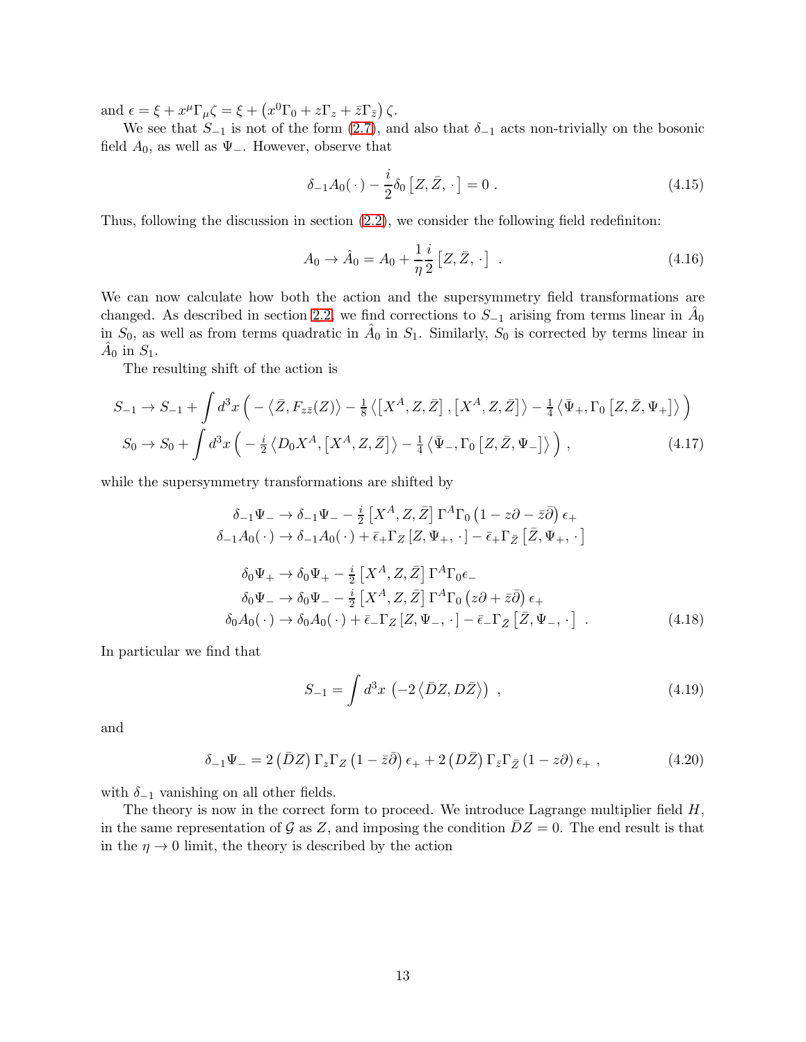and $\epsilon = \xi + x^\mu \Gamma_\mu \zeta = \xi + \left(x^0\Gamma_0 + z\Gamma_z + \bar{z}\Gamma_{\bar{z}}\right)\zeta$.

We see that $S_{-1}$ is not of the form (2.7), and also that $\delta_{-1}$ acts non-trivially on the bosonic field $A_0$, as well as $\Psi_-$. However, observe that

$$\delta_{-1}A_0(\,\cdot\,) - \frac{i}{2}\delta_0\left[Z,\bar{Z},\,\cdot\,\right] = 0\ . \tag{4.15}$$

Thus, following the discussion in section (2.2), we consider the following field redefiniton:

$$A_0 \to \hat{A}_0 = A_0 + \frac{1}{\eta}\frac{i}{2}\left[Z,\bar{Z},\,\cdot\,\right]\ . \tag{4.16}$$

We can now calculate how both the action and the supersymmetry field transformations are changed. As described in section 2.2, we find corrections to $S_{-1}$ arising from terms linear in $\hat{A}_0$ in $S_0$, as well as from terms quadratic in $\hat{A}_0$ in $S_1$. Similarly, $S_0$ is corrected by terms linear in $\hat{A}_0$ in $S_1$.

The resulting shift of the action is

$$\begin{aligned}
S_{-1} &\to S_{-1} + \int d^3x\,\Big( -\left\langle \bar{Z}, F_{z\bar{z}}(Z)\right\rangle - \tfrac{1}{8}\left\langle\left[X^A,Z,\bar{Z}\right],\left[X^A,Z,\bar{Z}\right]\right\rangle - \tfrac{1}{4}\left\langle\bar{\Psi}_+,\Gamma_0\left[Z,\bar{Z},\Psi_+\right]\right\rangle\Big)\\
S_0 &\to S_0 + \int d^3x\,\Big( -\tfrac{i}{2}\left\langle D_0X^A,\left[X^A,Z,\bar{Z}\right]\right\rangle - \tfrac{1}{4}\left\langle\bar{\Psi}_-,\Gamma_0\left[Z,\bar{Z},\Psi_-\right]\right\rangle\Big)\ ,
\end{aligned} \tag{4.17}$$

while the supersymmetry transformations are shifted by

$$\begin{aligned}
\delta_{-1}\Psi_- &\to \delta_{-1}\Psi_- - \tfrac{i}{2}\left[X^A,Z,\bar{Z}\right]\Gamma^A\Gamma_0\left(1 - z\partial - \bar{z}\bar{\partial}\right)\epsilon_+\\
\delta_{-1}A_0(\,\cdot\,) &\to \delta_{-1}A_0(\,\cdot\,) + \bar{\epsilon}_+\Gamma_Z\left[Z,\Psi_+,\,\cdot\,\right] - \bar{\epsilon}_+\Gamma_{\bar{Z}}\left[\bar{Z},\Psi_+,\,\cdot\,\right]\\[1ex]
\delta_0\Psi_+ &\to \delta_0\Psi_+ - \tfrac{i}{2}\left[X^A,Z,\bar{Z}\right]\Gamma^A\Gamma_0\epsilon_-\\
\delta_0\Psi_- &\to \delta_0\Psi_- - \tfrac{i}{2}\left[X^A,Z,\bar{Z}\right]\Gamma^A\Gamma_0\left(z\partial + \bar{z}\bar{\partial}\right)\epsilon_+\\
\delta_0A_0(\,\cdot\,) &\to \delta_0A_0(\,\cdot\,) + \bar{\epsilon}_-\Gamma_Z\left[Z,\Psi_-,\,\cdot\,\right] - \bar{\epsilon}_-\Gamma_{\bar{Z}}\left[\bar{Z},\Psi_-,\,\cdot\,\right]\ .
\end{aligned} \tag{4.18}$$

In particular we find that

$$S_{-1} = \int d^3x\,\left(-2\left\langle\bar{D}Z, D\bar{Z}\right\rangle\right)\ , \tag{4.19}$$

and

$$\delta_{-1}\Psi_- = 2\left(\bar{D}Z\right)\Gamma_z\Gamma_Z\left(1 - \bar{z}\bar{\partial}\right)\epsilon_+ + 2\left(D\bar{Z}\right)\Gamma_{\bar{z}}\Gamma_{\bar{Z}}\left(1 - z\partial\right)\epsilon_+\ , \tag{4.20}$$

with $\delta_{-1}$ vanishing on all other fields.

The theory is now in the correct form to proceed. We introduce Lagrange multiplier field $H$, in the same representation of $\mathcal{G}$ as $Z$, and imposing the condition $\bar{D}Z = 0$. The end result is that in the $\eta \to 0$ limit, the theory is described by the action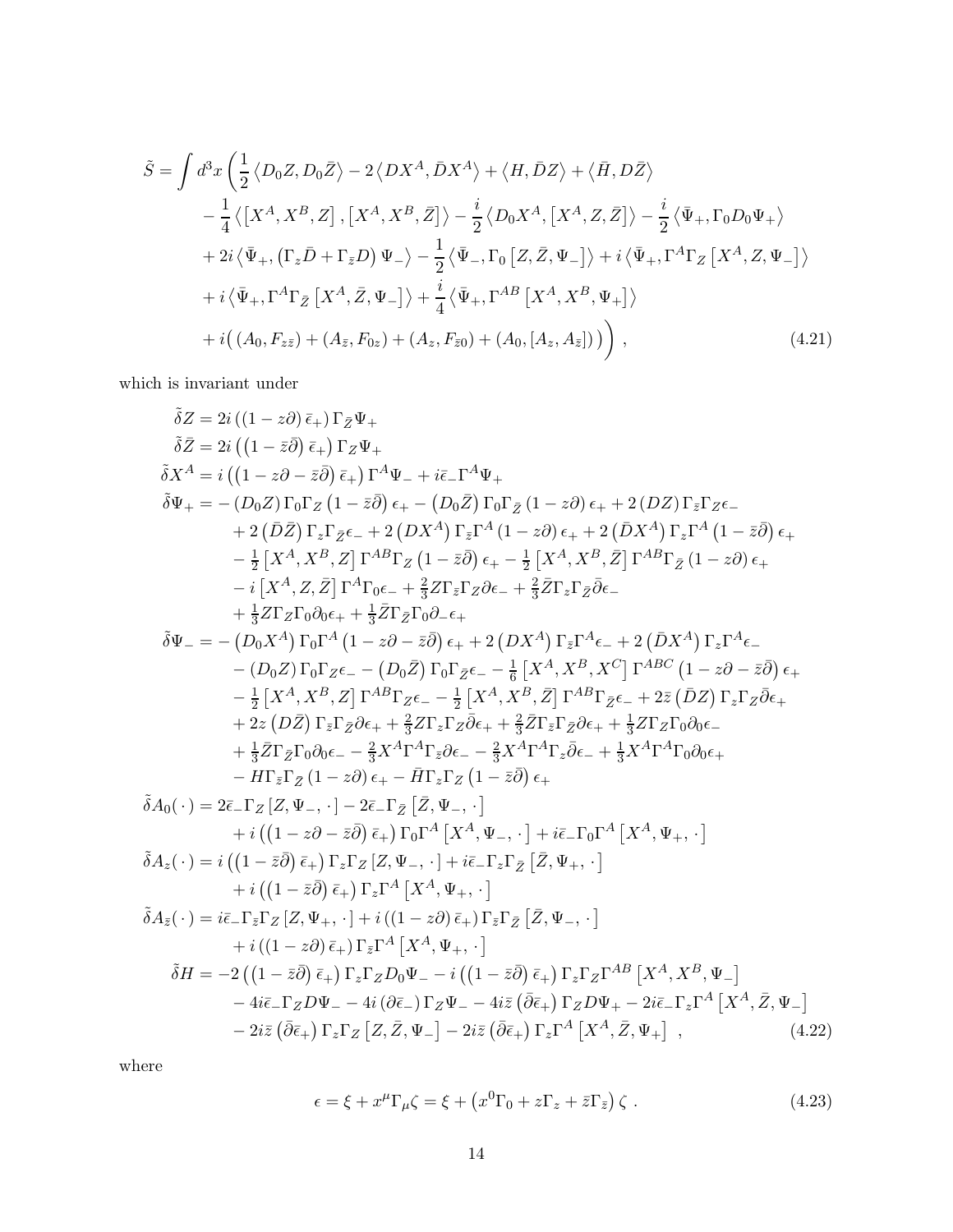$$
\begin{aligned}
\tilde{S} = \int d^3x \bigg( & \frac{1}{2}\left\langle D_0 Z, D_0 \bar{Z}\right\rangle - 2\left\langle DX^A, \bar{D}X^A\right\rangle + \left\langle H, \bar{D}Z\right\rangle + \left\langle \bar{H}, D\bar{Z}\right\rangle \\
& - \frac{1}{4}\left\langle \left[X^A, X^B, Z\right], \left[X^A, X^B, \bar{Z}\right]\right\rangle - \frac{i}{2}\left\langle D_0 X^A, \left[X^A, Z, \bar{Z}\right]\right\rangle - \frac{i}{2}\left\langle \bar{\Psi}_+, \Gamma_0 D_0 \Psi_+\right\rangle \\
& + 2i\left\langle \bar{\Psi}_+, \left(\Gamma_z \bar{D} + \Gamma_{\bar{z}} D\right)\Psi_-\right\rangle - \frac{1}{2}\left\langle \bar{\Psi}_-, \Gamma_0\left[Z, \bar{Z}, \Psi_-\right]\right\rangle + i\left\langle \bar{\Psi}_+, \Gamma^A \Gamma_Z\left[X^A, Z, \Psi_-\right]\right\rangle \\
& + i\left\langle \bar{\Psi}_+, \Gamma^A \Gamma_{\bar{Z}}\left[X^A, \bar{Z}, \Psi_-\right]\right\rangle + \frac{i}{4}\left\langle \bar{\Psi}_+, \Gamma^{AB}\left[X^A, X^B, \Psi_+\right]\right\rangle \\
& + i\big( (A_0, F_{z\bar{z}}) + (A_{\bar{z}}, F_{0z}) + (A_z, F_{\bar{z}0}) + (A_0, [A_z, A_{\bar{z}}]) \big) \bigg) \,, 
\end{aligned}
\tag{4.21}
$$

which is invariant under

$$
\begin{aligned}
\tilde{\delta} Z &= 2i\left(\left(1 - z\partial\right)\bar{\epsilon}_+\right)\Gamma_{\bar{Z}}\Psi_+ \\
\tilde{\delta} \bar{Z} &= 2i\left(\left(1 - \bar{z}\bar{\partial}\right)\bar{\epsilon}_+\right)\Gamma_Z\Psi_+ \\
\tilde{\delta} X^A &= i\left(\left(1 - z\partial - \bar{z}\bar{\partial}\right)\bar{\epsilon}_+\right)\Gamma^A\Psi_- + i\bar{\epsilon}_-\Gamma^A\Psi_+ \\
\tilde{\delta}\Psi_+ &= -\left(D_0 Z\right)\Gamma_0\Gamma_Z\left(1 - \bar{z}\bar{\partial}\right)\epsilon_+ - \left(D_0\bar{Z}\right)\Gamma_0\Gamma_{\bar{Z}}\left(1 - z\partial\right)\epsilon_+ + 2\left(DZ\right)\Gamma_{\bar{z}}\Gamma_Z\epsilon_- \\
&\quad + 2\left(\bar{D}\bar{Z}\right)\Gamma_z\Gamma_{\bar{Z}}\epsilon_- + 2\left(DX^A\right)\Gamma_{\bar{z}}\Gamma^A\left(1 - z\partial\right)\epsilon_+ + 2\left(\bar{D}X^A\right)\Gamma_z\Gamma^A\left(1 - \bar{z}\bar{\partial}\right)\epsilon_+ \\
&\quad - \tfrac{1}{2}\left[X^A, X^B, Z\right]\Gamma^{AB}\Gamma_Z\left(1 - \bar{z}\bar{\partial}\right)\epsilon_+ - \tfrac{1}{2}\left[X^A, X^B, \bar{Z}\right]\Gamma^{AB}\Gamma_{\bar{Z}}\left(1 - z\partial\right)\epsilon_+ \\
&\quad - i\left[X^A, Z, \bar{Z}\right]\Gamma^A\Gamma_0\epsilon_- + \tfrac{2}{3}Z\Gamma_{\bar{z}}\Gamma_Z\partial\epsilon_- + \tfrac{2}{3}\bar{Z}\Gamma_z\Gamma_{\bar{Z}}\bar{\partial}\epsilon_- \\
&\quad + \tfrac{1}{3}Z\Gamma_Z\Gamma_0\partial_0\epsilon_+ + \tfrac{1}{3}\bar{Z}\Gamma_{\bar{Z}}\Gamma_0\partial_-\epsilon_+ \\
\tilde{\delta}\Psi_- &= -\left(D_0 X^A\right)\Gamma_0\Gamma^A\left(1 - z\partial - \bar{z}\bar{\partial}\right)\epsilon_+ + 2\left(DX^A\right)\Gamma_{\bar{z}}\Gamma^A\epsilon_- + 2\left(\bar{D}X^A\right)\Gamma_z\Gamma^A\epsilon_- \\
&\quad - \left(D_0 Z\right)\Gamma_0\Gamma_Z\epsilon_- - \left(D_0\bar{Z}\right)\Gamma_0\Gamma_{\bar{Z}}\epsilon_- - \tfrac{1}{6}\left[X^A, X^B, X^C\right]\Gamma^{ABC}\left(1 - z\partial - \bar{z}\bar{\partial}\right)\epsilon_+ \\
&\quad - \tfrac{1}{2}\left[X^A, X^B, Z\right]\Gamma^{AB}\Gamma_Z\epsilon_- - \tfrac{1}{2}\left[X^A, X^B, \bar{Z}\right]\Gamma^{AB}\Gamma_{\bar{Z}}\epsilon_- + 2\bar{z}\left(\bar{D}Z\right)\Gamma_z\Gamma_Z\bar{\partial}\epsilon_+ \\
&\quad + 2z\left(D\bar{Z}\right)\Gamma_{\bar{z}}\Gamma_{\bar{Z}}\partial\epsilon_+ + \tfrac{2}{3}Z\Gamma_z\Gamma_Z\bar{\partial}\epsilon_+ + \tfrac{2}{3}\bar{Z}\Gamma_{\bar{z}}\Gamma_{\bar{Z}}\partial\epsilon_+ + \tfrac{1}{3}Z\Gamma_Z\Gamma_0\partial_0\epsilon_- \\
&\quad + \tfrac{1}{3}\bar{Z}\Gamma_{\bar{Z}}\Gamma_0\partial_0\epsilon_- - \tfrac{2}{3}X^A\Gamma^A\Gamma_{\bar{z}}\partial\epsilon_- - \tfrac{2}{3}X^A\Gamma^A\Gamma_z\bar{\partial}\epsilon_- + \tfrac{1}{3}X^A\Gamma^A\Gamma_0\partial_0\epsilon_+ \\
&\quad - H\Gamma_{\bar{z}}\Gamma_{\bar{Z}}\left(1 - z\partial\right)\epsilon_+ - \bar{H}\Gamma_z\Gamma_Z\left(1 - \bar{z}\bar{\partial}\right)\epsilon_+ \\
\tilde{\delta} A_0(\,\cdot\,) &= 2\bar{\epsilon}_-\Gamma_Z\left[Z, \Psi_-, \,\cdot\,\right] - 2\bar{\epsilon}_-\Gamma_{\bar{Z}}\left[\bar{Z}, \Psi_-, \,\cdot\,\right] \\
&\quad + i\left(\left(1 - z\partial - \bar{z}\bar{\partial}\right)\bar{\epsilon}_+\right)\Gamma_0\Gamma^A\left[X^A, \Psi_-, \,\cdot\,\right] + i\bar{\epsilon}_-\Gamma_0\Gamma^A\left[X^A, \Psi_+, \,\cdot\,\right] \\
\tilde{\delta} A_z(\,\cdot\,) &= i\left(\left(1 - \bar{z}\bar{\partial}\right)\bar{\epsilon}_+\right)\Gamma_z\Gamma_Z\left[Z, \Psi_-, \,\cdot\,\right] + i\bar{\epsilon}_-\Gamma_z\Gamma_{\bar{Z}}\left[\bar{Z}, \Psi_+, \,\cdot\,\right] \\
&\quad + i\left(\left(1 - \bar{z}\bar{\partial}\right)\bar{\epsilon}_+\right)\Gamma_z\Gamma^A\left[X^A, \Psi_+, \,\cdot\,\right] \\
\tilde{\delta} A_{\bar{z}}(\,\cdot\,) &= i\bar{\epsilon}_-\Gamma_{\bar{z}}\Gamma_Z\left[Z, \Psi_+, \,\cdot\,\right] + i\left(\left(1 - z\partial\right)\bar{\epsilon}_+\right)\Gamma_{\bar{z}}\Gamma_{\bar{Z}}\left[\bar{Z}, \Psi_-, \,\cdot\,\right] \\
&\quad + i\left(\left(1 - z\partial\right)\bar{\epsilon}_+\right)\Gamma_{\bar{z}}\Gamma^A\left[X^A, \Psi_+, \,\cdot\,\right] \\
\tilde{\delta} H &= -2\left(\left(1 - \bar{z}\bar{\partial}\right)\bar{\epsilon}_+\right)\Gamma_z\Gamma_Z D_0\Psi_- - i\left(\left(1 - \bar{z}\bar{\partial}\right)\bar{\epsilon}_+\right)\Gamma_z\Gamma_Z\Gamma^{AB}\left[X^A, X^B, \Psi_-\right] \\
&\quad - 4i\bar{\epsilon}_-\Gamma_Z D\Psi_- - 4i\left(\partial\bar{\epsilon}_-\right)\Gamma_Z\Psi_- - 4i\bar{z}\left(\bar{\partial}\bar{\epsilon}_+\right)\Gamma_Z D\Psi_+ - 2i\bar{\epsilon}_-\Gamma_z\Gamma^A\left[X^A, \bar{Z}, \Psi_-\right] \\
&\quad - 2i\bar{z}\left(\bar{\partial}\bar{\epsilon}_+\right)\Gamma_z\Gamma_Z\left[Z, \bar{Z}, \Psi_-\right] - 2i\bar{z}\left(\bar{\partial}\bar{\epsilon}_+\right)\Gamma_z\Gamma^A\left[X^A, \bar{Z}, \Psi_+\right] \;,
\end{aligned}
\tag{4.22}
$$

where

$$
\epsilon = \xi + x^\mu\Gamma_\mu\zeta = \xi + \left(x^0\Gamma_0 + z\Gamma_z + \bar{z}\Gamma_{\bar{z}}\right)\zeta \;. \tag{4.23}
$$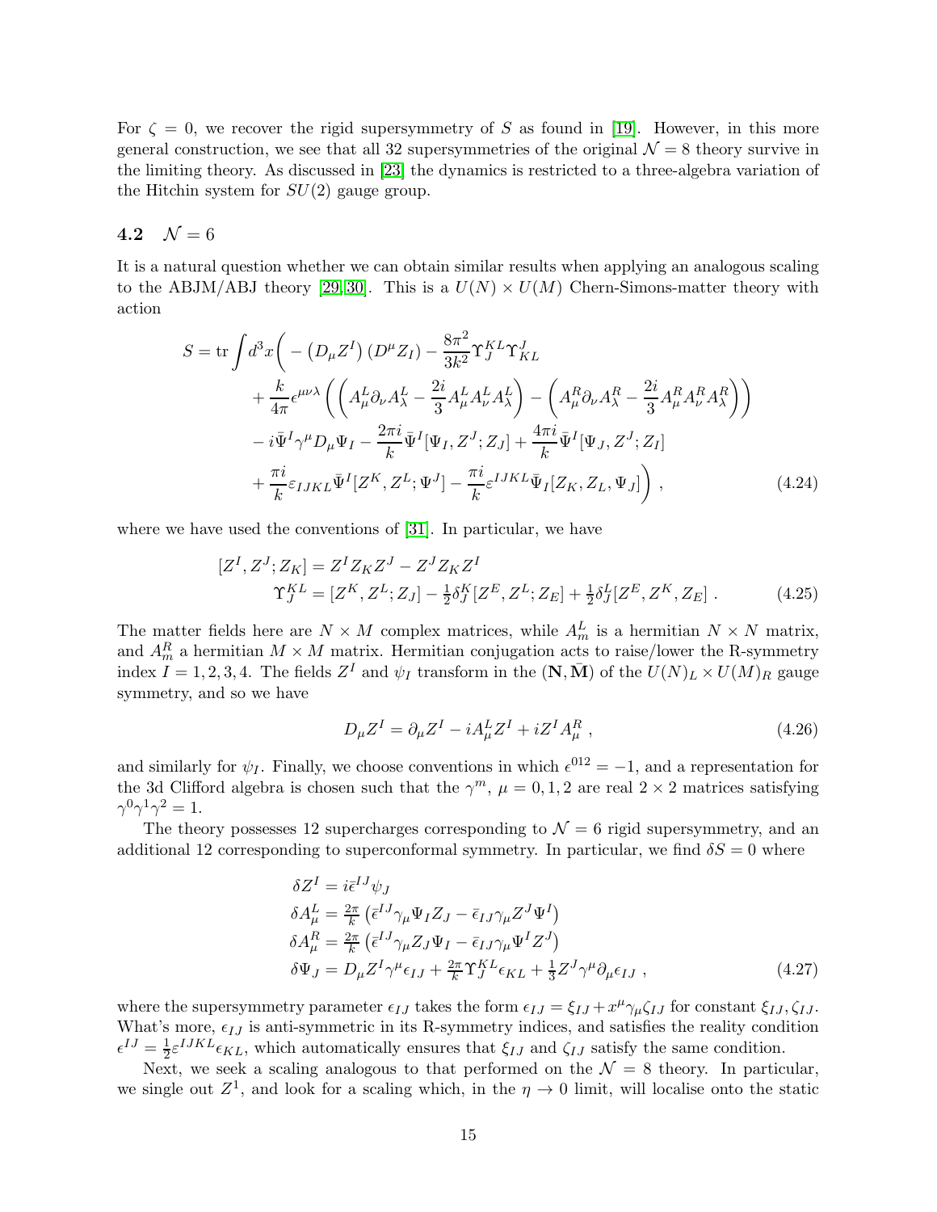For $\zeta = 0$, we recover the rigid supersymmetry of $S$ as found in [19]. However, in this more general construction, we see that all 32 supersymmetries of the original $\mathcal{N} = 8$ theory survive in the limiting theory. As discussed in [23] the dynamics is restricted to a three-algebra variation of the Hitchin system for $SU(2)$ gauge group.

### 4.2 $\mathcal{N} = 6$

It is a natural question whether we can obtain similar results when applying an analogous scaling to the ABJM/ABJ theory [29, 30]. This is a $U(N) \times U(M)$ Chern-Simons-matter theory with action

$$
\begin{aligned}
S = \mathrm{tr} \int d^3x \bigg( & - \left(D_\mu Z^I\right) \left(D^\mu Z_I\right) - \frac{8\pi^2}{3k^2} \Upsilon^{KL}_J \Upsilon^J_{KL} \\
& + \frac{k}{4\pi} \epsilon^{\mu\nu\lambda} \left( \left( A^L_\mu \partial_\nu A^L_\lambda - \frac{2i}{3} A^L_\mu A^L_\nu A^L_\lambda \right) - \left( A^R_\mu \partial_\nu A^R_\lambda - \frac{2i}{3} A^R_\mu A^R_\nu A^R_\lambda \right) \right) \\
& - i \bar{\Psi}^I \gamma^\mu D_\mu \Psi_I - \frac{2\pi i}{k} \bar{\Psi}^I [\Psi_I, Z^J; Z_J] + \frac{4\pi i}{k} \bar{\Psi}^I [\Psi_J, Z^J; Z_I] \\
& + \frac{\pi i}{k} \varepsilon_{IJKL} \bar{\Psi}^I [Z^K, Z^L; \Psi^J] - \frac{\pi i}{k} \varepsilon^{IJKL} \bar{\Psi}_I [Z_K, Z_L, \Psi_J] \bigg) ,
\end{aligned} \tag{4.24}
$$

where we have used the conventions of [31]. In particular, we have

$$
\begin{aligned}
[Z^I, Z^J; Z_K] &= Z^I Z_K Z^J - Z^J Z_K Z^I \\
\Upsilon^{KL}_J &= [Z^K, Z^L; Z_J] - \tfrac{1}{2} \delta^K_J [Z^E, Z^L; Z_E] + \tfrac{1}{2} \delta^L_J [Z^E, Z^K, Z_E] \, .
\end{aligned} \tag{4.25}
$$

The matter fields here are $N \times M$ complex matrices, while $A^L_m$ is a hermitian $N \times N$ matrix, and $A^R_m$ a hermitian $M \times M$ matrix. Hermitian conjugation acts to raise/lower the R-symmetry index $I = 1, 2, 3, 4$. The fields $Z^I$ and $\psi_I$ transform in the $(\mathbf{N}, \bar{\mathbf{M}})$ of the $U(N)_L \times U(M)_R$ gauge symmetry, and so we have

$$
D_\mu Z^I = \partial_\mu Z^I - i A^L_\mu Z^I + i Z^I A^R_\mu \, , \tag{4.26}
$$

and similarly for $\psi_I$. Finally, we choose conventions in which $\epsilon^{012} = -1$, and a representation for the 3d Clifford algebra is chosen such that the $\gamma^m$, $\mu = 0, 1, 2$ are real $2 \times 2$ matrices satisfying $\gamma^0 \gamma^1 \gamma^2 = 1$.

The theory possesses 12 supercharges corresponding to $\mathcal{N} = 6$ rigid supersymmetry, and an additional 12 corresponding to superconformal symmetry. In particular, we find $\delta S = 0$ where

$$
\begin{aligned}
\delta Z^I &= i \bar{\epsilon}^{IJ} \psi_J \\
\delta A^L_\mu &= \tfrac{2\pi}{k} \left( \bar{\epsilon}^{IJ} \gamma_\mu \Psi_I Z_J - \bar{\epsilon}_{IJ} \gamma_\mu Z^J \Psi^I \right) \\
\delta A^R_\mu &= \tfrac{2\pi}{k} \left( \bar{\epsilon}^{IJ} \gamma_\mu Z_J \Psi_I - \bar{\epsilon}_{IJ} \gamma_\mu \Psi^I Z^J \right) \\
\delta \Psi_J &= D_\mu Z^I \gamma^\mu \epsilon_{IJ} + \tfrac{2\pi}{k} \Upsilon^{KL}_J \epsilon_{KL} + \tfrac{1}{3} Z^J \gamma^\mu \partial_\mu \epsilon_{IJ} \, ,
\end{aligned} \tag{4.27}
$$

where the supersymmetry parameter $\epsilon_{IJ}$ takes the form $\epsilon_{IJ} = \xi_{IJ} + x^\mu \gamma_\mu \zeta_{IJ}$ for constant $\xi_{IJ}, \zeta_{IJ}$. What's more, $\epsilon_{IJ}$ is anti-symmetric in its R-symmetry indices, and satisfies the reality condition $\epsilon^{IJ} = \frac{1}{2} \varepsilon^{IJKL} \epsilon_{KL}$, which automatically ensures that $\xi_{IJ}$ and $\zeta_{IJ}$ satisfy the same condition.

Next, we seek a scaling analogous to that performed on the $\mathcal{N} = 8$ theory. In particular, we single out $Z^1$, and look for a scaling which, in the $\eta \to 0$ limit, will localise onto the static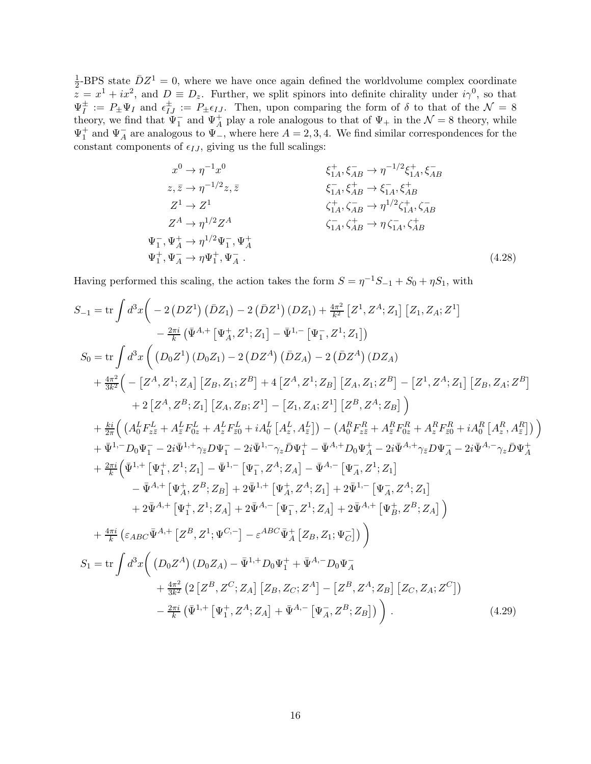$\frac{1}{2}$-BPS state $\bar{D}Z^1 = 0$, where we have once again defined the worldvolume complex coordinate $z = x^1 + ix^2$, and $D \equiv D_z$. Further, we split spinors into definite chirality under $i\gamma^0$, so that $\Psi_I^\pm := P_\pm \Psi_I$ and $\epsilon_{IJ}^\pm := P_\pm \epsilon_{IJ}$. Then, upon comparing the form of $\delta$ to that of the $\mathcal{N} = 8$ theory, we find that $\Psi_1^-$ and $\Psi_A^+$ play a role analogous to that of $\Psi_+$ in the $\mathcal{N} = 8$ theory, while $\Psi_1^+$ and $\Psi_A^-$ are analogous to $\Psi_-$, where here $A = 2, 3, 4$. We find similar correspondences for the constant components of $\epsilon_{IJ}$, giving us the full scalings:

$$
\begin{aligned}
x^0 &\to \eta^{-1} x^0 & \qquad \xi_{1A}^+, \xi_{AB}^- &\to \eta^{-1/2} \xi_{1A}^+, \xi_{AB}^- \\
z, \bar{z} &\to \eta^{-1/2} z, \bar{z} & \xi_{1A}^-, \xi_{AB}^+ &\to \xi_{1A}^-, \xi_{AB}^+ \\
Z^1 &\to Z^1 & \zeta_{1A}^+, \zeta_{AB}^- &\to \eta^{1/2} \zeta_{1A}^+, \zeta_{AB}^- \\
Z^A &\to \eta^{1/2} Z^A & \zeta_{1A}^-, \zeta_{AB}^+ &\to \eta\, \zeta_{1A}^-, \zeta_{AB}^+ \\
\Psi_1^-, \Psi_A^+ &\to \eta^{1/2} \Psi_1^-, \Psi_A^+ \\
\Psi_1^+, \Psi_A^- &\to \eta \Psi_1^+, \Psi_A^- \, .
\end{aligned} \tag{4.28}
$$

Having performed this scaling, the action takes the form $S = \eta^{-1} S_{-1} + S_0 + \eta S_1$, with

$$
\begin{aligned}
S_{-1} = \operatorname{tr} \int d^3x \Big( &- 2 \left(DZ^1\right) \left(\bar{D}Z_1\right) - 2 \left(\bar{D}Z^1\right) \left(DZ_1\right) + \tfrac{4\pi^2}{k^2} \left[Z^1, Z^A; Z_1\right] \left[Z_1, Z_A; Z^1\right] \\
&- \tfrac{2\pi i}{k} \left( \bar{\Psi}^{A,+} \left[\Psi_A^+, Z^1; Z_1\right] - \bar{\Psi}^{1,-} \left[\Psi_1^-, Z^1; Z_1\right] \right) \\
S_0 = \operatorname{tr} \int d^3x \Big( &\left(D_0 Z^1\right) \left(D_0 Z_1\right) - 2 \left(DZ^A\right) \left(\bar{D}Z_A\right) - 2 \left(\bar{D}Z^A\right) \left(DZ_A\right) \\
&+ \tfrac{4\pi^2}{3k^2} \Big( - \left[Z^A, Z^1; Z_A\right] \left[Z_B, Z_1; Z^B\right] + 4 \left[Z^A, Z^1; Z_B\right] \left[Z_A, Z_1; Z^B\right] - \left[Z^1, Z^A; Z_1\right] \left[Z_B, Z_A; Z^B\right] \\
&\qquad + 2 \left[Z^A, Z^B; Z_1\right] \left[Z_A, Z_B; Z^1\right] - \left[Z_1, Z_A; Z^1\right] \left[Z^B, Z^A; Z_B\right] \Big) \\
&+ \tfrac{ki}{2\pi} \Big( \left( A_0^L F_{z\bar{z}}^L + A_{\bar{z}}^L F_{0z}^L + A_z^L F_{\bar{z}0}^L + i A_0^L \left[A_z^L, A_{\bar{z}}^L\right] \right) - \left( A_0^R F_{z\bar{z}}^R + A_{\bar{z}}^R F_{0z}^R + A_z^R F_{\bar{z}0}^R + i A_0^R \left[A_z^R, A_{\bar{z}}^R\right] \right) \Big) \\
&+ \bar{\Psi}^{1,-} D_0 \Psi_1^- - 2i \bar{\Psi}^{1,+} \gamma_{\bar{z}} D \Psi_1^- - 2i \bar{\Psi}^{1,-} \gamma_z \bar{D} \Psi_1^+ - \bar{\Psi}^{A,+} D_0 \Psi_A^+ - 2i \bar{\Psi}^{A,+} \gamma_{\bar{z}} D \Psi_A^- - 2i \bar{\Psi}^{A,-} \gamma_z \bar{D} \Psi_A^+ \\
&+ \tfrac{2\pi i}{k} \Big( \bar{\Psi}^{1,+} \left[\Psi_1^+, Z^1; Z_1\right] - \bar{\Psi}^{1,-} \left[\Psi_1^-, Z^A; Z_A\right] - \bar{\Psi}^{A,-} \left[\Psi_A^-, Z^1; Z_1\right] \\
&\qquad - \bar{\Psi}^{A,+} \left[\Psi_A^+, Z^B; Z_B\right] + 2 \bar{\Psi}^{1,+} \left[\Psi_A^+, Z^A; Z_1\right] + 2 \bar{\Psi}^{1,-} \left[\Psi_A^-, Z^A; Z_1\right] \\
&\qquad + 2 \bar{\Psi}^{A,+} \left[\Psi_1^+, Z^1; Z_A\right] + 2 \bar{\Psi}^{A,-} \left[\Psi_1^-, Z^1; Z_A\right] + 2 \bar{\Psi}^{A,+} \left[\Psi_B^+, Z^B; Z_A\right] \Big) \\
&+ \tfrac{4\pi i}{k} \left( \varepsilon_{ABC} \bar{\Psi}^{A,+} \left[Z^B, Z^1; \Psi^{C,-}\right] - \varepsilon^{ABC} \bar{\Psi}_A^+ \left[Z_B, Z_1; \Psi_C^-\right] \right) \Big) \\
S_1 = \operatorname{tr} \int d^3x \Big( &\left(D_0 Z^A\right) \left(D_0 Z_A\right) - \bar{\Psi}^{1,+} D_0 \Psi_1^+ + \bar{\Psi}^{A,-} D_0 \Psi_A^- \\
&+ \tfrac{4\pi^2}{3k^2} \left( 2 \left[Z^B, Z^C; Z_A\right] \left[Z_B, Z_C; Z^A\right] - \left[Z^B, Z^A; Z_B\right] \left[Z_C, Z_A; Z^C\right] \right) \\
&- \tfrac{2\pi i}{k} \left( \bar{\Psi}^{1,+} \left[\Psi_1^+, Z^A; Z_A\right] + \bar{\Psi}^{A,-} \left[\Psi_A^-, Z^B; Z_B\right] \right) \Big) \, .
\end{aligned} \tag{4.29}
$$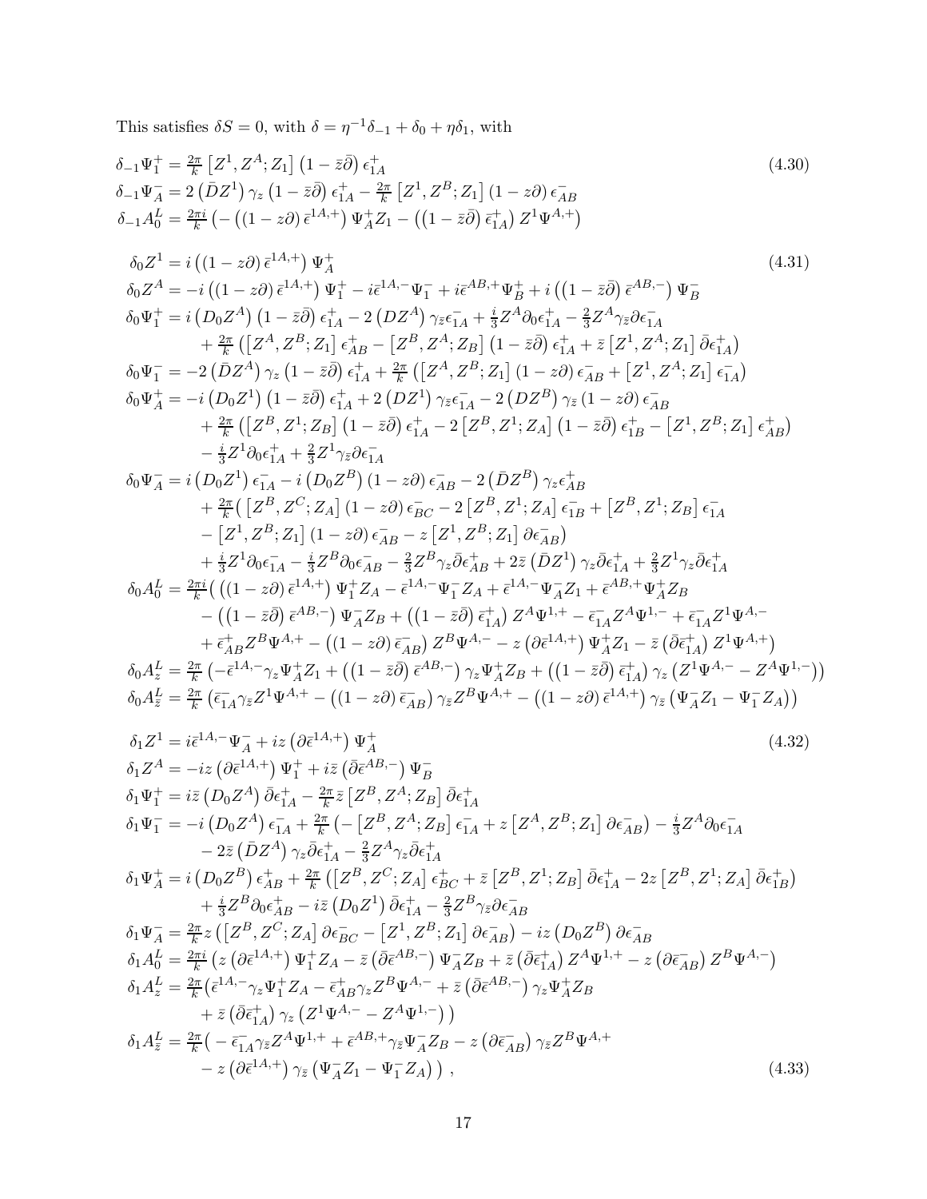This satisfies $\delta S = 0$, with $\delta = \eta^{-1}\delta_{-1} + \delta_0 + \eta\delta_1$, with

$$
\begin{aligned}
\delta_{-1}\Psi_1^+ &= \tfrac{2\pi}{k}\left[Z^1,Z^A;Z_1\right]\left(1-\bar z\bar\partial\right)\epsilon_{1A}^+ \\
\delta_{-1}\Psi_A^- &= 2\left(\bar D Z^1\right)\gamma_z\left(1-\bar z\bar\partial\right)\epsilon_{1A}^+ - \tfrac{2\pi}{k}\left[Z^1,Z^B;Z_1\right](1-z\partial)\,\epsilon_{AB}^- \\
\delta_{-1}A_0^L &= \tfrac{2\pi i}{k}\left(-\left((1-z\partial)\,\bar\epsilon^{1A,+}\right)\Psi_A^+Z_1 - \left(\left(1-\bar z\bar\partial\right)\bar\epsilon_{1A}^+\right)Z^1\Psi^{A,+}\right)
\end{aligned}
\tag{4.30}
$$

$$
\begin{aligned}
\delta_0 Z^1 &= i\left((1-z\partial)\,\bar\epsilon^{1A,+}\right)\Psi_A^+ \\
\delta_0 Z^A &= -i\left((1-z\partial)\,\bar\epsilon^{1A,+}\right)\Psi_1^+ - i\bar\epsilon^{1A,-}\Psi_1^- + i\bar\epsilon^{AB,+}\Psi_B^+ + i\left(\left(1-\bar z\bar\partial\right)\bar\epsilon^{AB,-}\right)\Psi_B^- \\
\delta_0\Psi_1^+ &= i\left(D_0 Z^A\right)\left(1-\bar z\bar\partial\right)\epsilon_{1A}^+ - 2\left(DZ^A\right)\gamma_{\bar z}\epsilon_{1A}^- + \tfrac{i}{3}Z^A\partial_0\epsilon_{1A}^+ - \tfrac{2}{3}Z^A\gamma_{\bar z}\partial\epsilon_{1A}^- \\
&\quad + \tfrac{2\pi}{k}\left(\left[Z^A,Z^B;Z_1\right]\epsilon_{AB}^+ - \left[Z^B,Z^A;Z_B\right]\left(1-\bar z\bar\partial\right)\epsilon_{1A}^+ + \bar z\left[Z^1,Z^A;Z_1\right]\bar\partial\epsilon_{1A}^+\right) \\
\delta_0\Psi_1^- &= -2\left(\bar D Z^A\right)\gamma_z\left(1-\bar z\bar\partial\right)\epsilon_{1A}^+ + \tfrac{2\pi}{k}\left(\left[Z^A,Z^B;Z_1\right](1-z\partial)\,\epsilon_{AB}^- + \left[Z^1,Z^A;Z_1\right]\epsilon_{1A}^-\right) \\
\delta_0\Psi_A^+ &= -i\left(D_0Z^1\right)\left(1-\bar z\bar\partial\right)\epsilon_{1A}^+ + 2\left(DZ^1\right)\gamma_{\bar z}\epsilon_{1A}^- - 2\left(DZ^B\right)\gamma_{\bar z}(1-z\partial)\,\epsilon_{AB}^- \\
&\quad + \tfrac{2\pi}{k}\left(\left[Z^B,Z^1;Z_B\right]\left(1-\bar z\bar\partial\right)\epsilon_{1A}^+ - 2\left[Z^B,Z^1;Z_A\right]\left(1-\bar z\bar\partial\right)\epsilon_{1B}^+ - \left[Z^1,Z^B;Z_1\right]\epsilon_{AB}^+\right) \\
&\quad - \tfrac{i}{3}Z^1\partial_0\epsilon_{1A}^+ + \tfrac{2}{3}Z^1\gamma_{\bar z}\partial\epsilon_{1A}^- \\
\delta_0\Psi_A^- &= i\left(D_0Z^1\right)\epsilon_{1A}^- - i\left(D_0Z^B\right)(1-z\partial)\,\epsilon_{AB}^- - 2\left(\bar DZ^B\right)\gamma_z\epsilon_{AB}^+ \\
&\quad + \tfrac{2\pi}{k}\Big(\left[Z^B,Z^C;Z_A\right](1-z\partial)\,\epsilon_{BC}^- - 2\left[Z^B,Z^1;Z_A\right]\epsilon_{1B}^- + \left[Z^B,Z^1;Z_B\right]\epsilon_{1A}^- \\
&\quad - \left[Z^1,Z^B;Z_1\right](1-z\partial)\,\epsilon_{AB}^- - z\left[Z^1,Z^B;Z_1\right]\partial\epsilon_{AB}^-\Big) \\
&\quad + \tfrac{i}{3}Z^1\partial_0\epsilon_{1A}^- - \tfrac{i}{3}Z^B\partial_0\epsilon_{AB}^- - \tfrac{2}{3}Z^B\gamma_z\bar\partial\epsilon_{AB}^+ + 2\bar z\left(\bar DZ^1\right)\gamma_z\bar\partial\epsilon_{1A}^+ + \tfrac{2}{3}Z^1\gamma_z\bar\partial\epsilon_{1A}^+ \\
\delta_0A_0^L &= \tfrac{2\pi i}{k}\Big(\left((1-z\partial)\,\bar\epsilon^{1A,+}\right)\Psi_1^+Z_A - \bar\epsilon^{1A,-}\Psi_1^-Z_A + \bar\epsilon^{1A,-}\Psi_A^-Z_1 + \bar\epsilon^{AB,+}\Psi_A^+Z_B \\
&\quad - \left(\left(1-\bar z\bar\partial\right)\bar\epsilon^{AB,-}\right)\Psi_A^-Z_B + \left(\left(1-\bar z\bar\partial\right)\bar\epsilon_{1A}^+\right)Z^A\Psi^{1,+} - \bar\epsilon_{1A}^-Z^A\Psi^{1,-} + \bar\epsilon_{1A}^-Z^1\Psi^{A,-} \\
&\quad + \bar\epsilon_{AB}^+Z^B\Psi^{A,+} - \left((1-z\partial)\,\bar\epsilon_{AB}^-\right)Z^B\Psi^{A,-} - z\left(\partial\bar\epsilon^{1A,+}\right)\Psi_A^+Z_1 - \bar z\left(\bar\partial\bar\epsilon_{1A}^+\right)Z^1\Psi^{A,+}\Big) \\
\delta_0A_z^L &= \tfrac{2\pi}{k}\left(-\bar\epsilon^{1A,-}\gamma_z\Psi_A^+Z_1 + \left(\left(1-\bar z\bar\partial\right)\bar\epsilon^{AB,-}\right)\gamma_z\Psi_A^+Z_B + \left(\left(1-\bar z\bar\partial\right)\bar\epsilon_{1A}^+\right)\gamma_z\left(Z^1\Psi^{A,-} - Z^A\Psi^{1,-}\right)\right) \\
\delta_0A_{\bar z}^L &= \tfrac{2\pi}{k}\left(\bar\epsilon_{1A}^-\gamma_{\bar z}Z^1\Psi^{A,+} - \left((1-z\partial)\,\bar\epsilon_{AB}^-\right)\gamma_{\bar z}Z^B\Psi^{A,+} - \left((1-z\partial)\,\bar\epsilon^{1A,+}\right)\gamma_{\bar z}\left(\Psi_A^-Z_1 - \Psi_1^-Z_A\right)\right)
\end{aligned}
\tag{4.31}
$$

$$
\begin{aligned}
\delta_1 Z^1 &= i\bar\epsilon^{1A,-}\Psi_A^- + iz\left(\partial\bar\epsilon^{1A,+}\right)\Psi_A^+ \\
\delta_1 Z^A &= -iz\left(\partial\bar\epsilon^{1A,+}\right)\Psi_1^+ + i\bar z\left(\bar\partial\bar\epsilon^{AB,-}\right)\Psi_B^- \\
\delta_1\Psi_1^+ &= i\bar z\left(D_0Z^A\right)\bar\partial\epsilon_{1A}^+ - \tfrac{2\pi}{k}\bar z\left[Z^B,Z^A;Z_B\right]\bar\partial\epsilon_{1A}^+ \\
\delta_1\Psi_1^- &= -i\left(D_0Z^A\right)\epsilon_{1A}^- + \tfrac{2\pi}{k}\left(-\left[Z^B,Z^A;Z_B\right]\epsilon_{1A}^- + z\left[Z^A,Z^B;Z_1\right]\partial\epsilon_{AB}^-\right) - \tfrac{i}{3}Z^A\partial_0\epsilon_{1A}^- \\
&\quad - 2\bar z\left(\bar DZ^A\right)\gamma_z\bar\partial\epsilon_{1A}^+ - \tfrac{2}{3}Z^A\gamma_z\bar\partial\epsilon_{1A}^+ \\
\delta_1\Psi_A^+ &= i\left(D_0Z^B\right)\epsilon_{AB}^+ + \tfrac{2\pi}{k}\left(\left[Z^B,Z^C;Z_A\right]\epsilon_{BC}^+ + \bar z\left[Z^B,Z^1;Z_B\right]\bar\partial\epsilon_{1A}^+ - 2z\left[Z^B,Z^1;Z_A\right]\bar\partial\epsilon_{1B}^+\right) \\
&\quad + \tfrac{i}{3}Z^B\partial_0\epsilon_{AB}^+ - i\bar z\left(D_0Z^1\right)\bar\partial\epsilon_{1A}^+ - \tfrac{2}{3}Z^B\gamma_{\bar z}\partial\epsilon_{AB}^- \\
\delta_1\Psi_A^- &= \tfrac{2\pi}{k}z\left(\left[Z^B,Z^C;Z_A\right]\partial\epsilon_{BC}^- - \left[Z^1,Z^B;Z_1\right]\partial\epsilon_{AB}^-\right) - iz\left(D_0Z^B\right)\partial\epsilon_{AB}^- \\
\delta_1A_0^L &= \tfrac{2\pi i}{k}\left(z\left(\partial\bar\epsilon^{1A,+}\right)\Psi_1^+Z_A - \bar z\left(\bar\partial\bar\epsilon^{AB,-}\right)\Psi_A^-Z_B + \bar z\left(\bar\partial\bar\epsilon_{1A}^+\right)Z^A\Psi^{1,+} - z\left(\partial\bar\epsilon_{AB}^-\right)Z^B\Psi^{A,-}\right) \\
\delta_1A_z^L &= \tfrac{2\pi}{k}\Big(\bar\epsilon^{1A,-}\gamma_z\Psi_1^+Z_A - \bar\epsilon_{AB}^+\gamma_zZ^B\Psi^{A,-} + \bar z\left(\bar\partial\bar\epsilon^{AB,-}\right)\gamma_z\Psi_A^+Z_B \\
&\quad + \bar z\left(\bar\partial\bar\epsilon_{1A}^+\right)\gamma_z\left(Z^1\Psi^{A,-} - Z^A\Psi^{1,-}\right)\Big) \\
\delta_1A_{\bar z}^L &= \tfrac{2\pi}{k}\Big(-\bar\epsilon_{1A}^-\gamma_{\bar z}Z^A\Psi^{1,+} + \bar\epsilon^{AB,+}\gamma_{\bar z}\Psi_A^-Z_B - z\left(\partial\bar\epsilon_{AB}^-\right)\gamma_{\bar z}Z^B\Psi^{A,+} \\
&\quad - z\left(\partial\bar\epsilon^{1A,+}\right)\gamma_{\bar z}\left(\Psi_A^-Z_1 - \Psi_1^-Z_A\right)\Big)\,,
\end{aligned}
\tag{4.32}
$$

(4.33)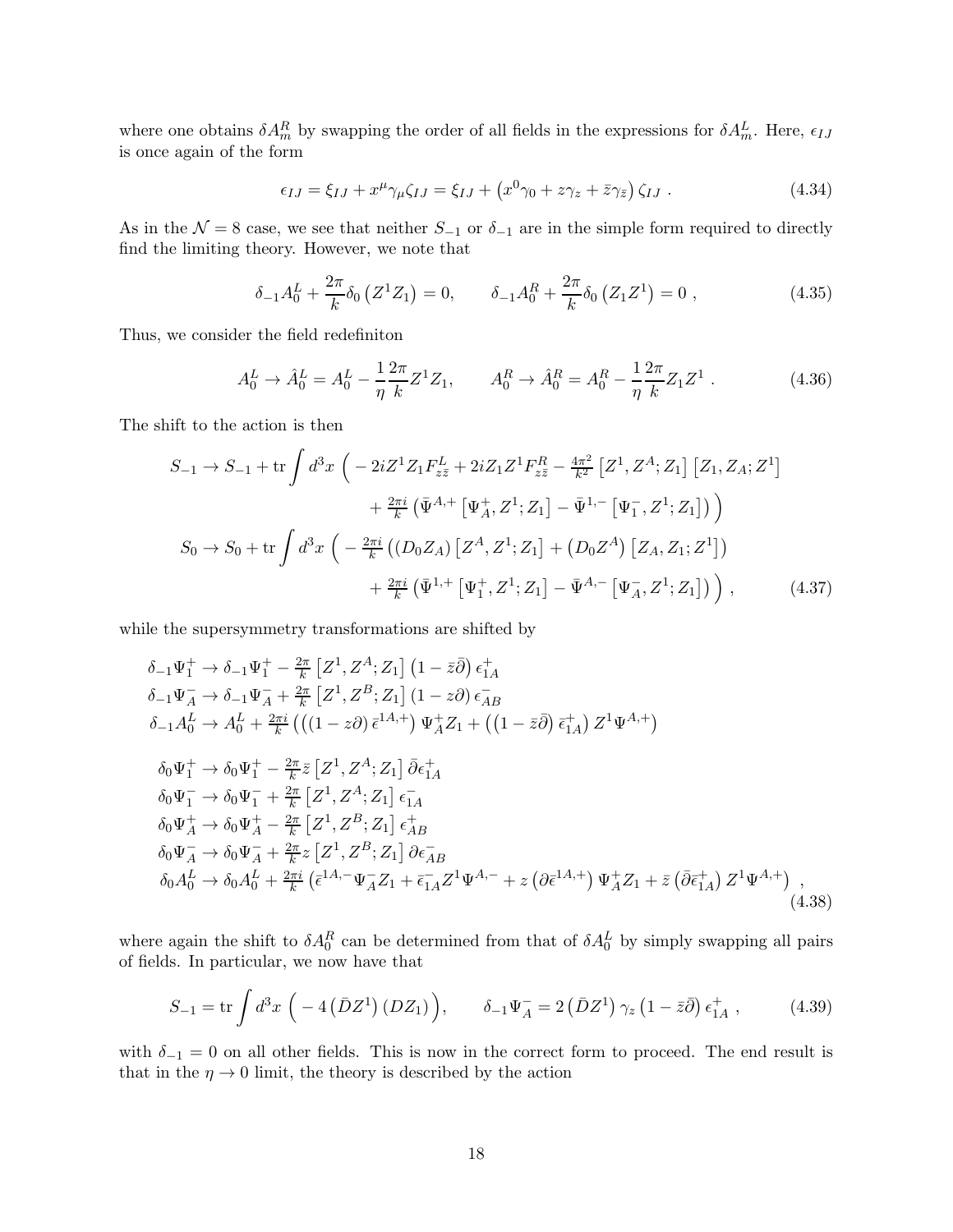where one obtains $\delta A_m^R$ by swapping the order of all fields in the expressions for $\delta A_m^L$. Here, $\epsilon_{IJ}$ is once again of the form

$$\epsilon_{IJ} = \xi_{IJ} + x^\mu \gamma_\mu \zeta_{IJ} = \xi_{IJ} + \left(x^0\gamma_0 + z\gamma_z + \bar{z}\gamma_{\bar{z}}\right)\zeta_{IJ} \ . \tag{4.34}$$

As in the $\mathcal{N}=8$ case, we see that neither $S_{-1}$ or $\delta_{-1}$ are in the simple form required to directly find the limiting theory. However, we note that

$$\delta_{-1}A_0^L + \frac{2\pi}{k}\delta_0\left(Z^1 Z_1\right) = 0, \qquad \delta_{-1}A_0^R + \frac{2\pi}{k}\delta_0\left(Z_1 Z^1\right) = 0 \ , \tag{4.35}$$

Thus, we consider the field redefiniton

$$A_0^L \to \hat{A}_0^L = A_0^L - \frac{1}{\eta}\frac{2\pi}{k}Z^1 Z_1, \qquad A_0^R \to \hat{A}_0^R = A_0^R - \frac{1}{\eta}\frac{2\pi}{k}Z_1 Z^1 \ . \tag{4.36}$$

The shift to the action is then

$$\begin{aligned}
S_{-1} \to S_{-1} + \mathrm{tr}\int d^3x\ \Big( & -2iZ^1 Z_1 F^L_{z\bar{z}} + 2iZ_1 Z^1 F^R_{z\bar{z}} - \tfrac{4\pi^2}{k^2}\left[Z^1, Z^A; Z_1\right]\left[Z_1, Z_A; Z^1\right] \\
& + \tfrac{2\pi i}{k}\left(\bar{\Psi}^{A,+}\left[\Psi_A^+, Z^1; Z_1\right] - \bar{\Psi}^{1,-}\left[\Psi_1^-, Z^1; Z_1\right]\right)\Big) \\
S_0 \to S_0 + \mathrm{tr}\int d^3x\ \Big( & -\tfrac{2\pi i}{k}\left((D_0 Z_A)\left[Z^A, Z^1; Z_1\right] + \left(D_0 Z^A\right)\left[Z_A, Z_1; Z^1\right]\right) \\
& + \tfrac{2\pi i}{k}\left(\bar{\Psi}^{1,+}\left[\Psi_1^+, Z^1; Z_1\right] - \bar{\Psi}^{A,-}\left[\Psi_A^-, Z^1; Z_1\right]\right)\Big) \ ,
\end{aligned} \tag{4.37}$$

while the supersymmetry transformations are shifted by

$$\begin{aligned}
&\delta_{-1}\Psi_1^+ \to \delta_{-1}\Psi_1^+ - \tfrac{2\pi}{k}\left[Z^1, Z^A; Z_1\right]\left(1 - \bar{z}\bar{\partial}\right)\epsilon_{1A}^+ \\
&\delta_{-1}\Psi_A^- \to \delta_{-1}\Psi_A^- + \tfrac{2\pi}{k}\left[Z^1, Z^B; Z_1\right]\left(1 - z\partial\right)\epsilon_{AB}^- \\
&\delta_{-1}A_0^L \to A_0^L + \tfrac{2\pi i}{k}\left(\left((1 - z\partial)\,\bar{\epsilon}^{1A,+}\right)\Psi_A^+ Z_1 + \left(\left(1 - \bar{z}\bar{\partial}\right)\bar{\epsilon}_{1A}^+\right)Z^1\Psi^{A,+}\right) \\
\\
&\delta_0\Psi_1^+ \to \delta_0\Psi_1^+ - \tfrac{2\pi}{k}\bar{z}\left[Z^1, Z^A; Z_1\right]\bar{\partial}\epsilon_{1A}^+ \\
&\delta_0\Psi_1^- \to \delta_0\Psi_1^- + \tfrac{2\pi}{k}\left[Z^1, Z^A; Z_1\right]\epsilon_{1A}^- \\
&\delta_0\Psi_A^+ \to \delta_0\Psi_A^+ - \tfrac{2\pi}{k}\left[Z^1, Z^B; Z_1\right]\epsilon_{AB}^+ \\
&\delta_0\Psi_A^- \to \delta_0\Psi_A^- + \tfrac{2\pi}{k}z\left[Z^1, Z^B; Z_1\right]\partial\epsilon_{AB}^- \\
&\delta_0 A_0^L \to \delta_0 A_0^L + \tfrac{2\pi i}{k}\left(\bar{\epsilon}^{1A,-}\Psi_A^- Z_1 + \bar{\epsilon}_{1A}^- Z^1\Psi^{A,-} + z\left(\partial\bar{\epsilon}^{1A,+}\right)\Psi_A^+ Z_1 + \bar{z}\left(\bar{\partial}\bar{\epsilon}_{1A}^+\right)Z^1\Psi^{A,+}\right) \ ,
\end{aligned} \tag{4.38}$$

where again the shift to $\delta A_0^R$ can be determined from that of $\delta A_0^L$ by simply swapping all pairs of fields. In particular, we now have that

$$S_{-1} = \mathrm{tr}\int d^3x\ \Big( -4\left(\bar{D}Z^1\right)\left(DZ_1\right)\Big), \qquad \delta_{-1}\Psi_A^- = 2\left(\bar{D}Z^1\right)\gamma_z\left(1 - \bar{z}\bar{\partial}\right)\epsilon_{1A}^+ \ , \tag{4.39}$$

with $\delta_{-1} = 0$ on all other fields. This is now in the correct form to proceed. The end result is that in the $\eta \to 0$ limit, the theory is described by the action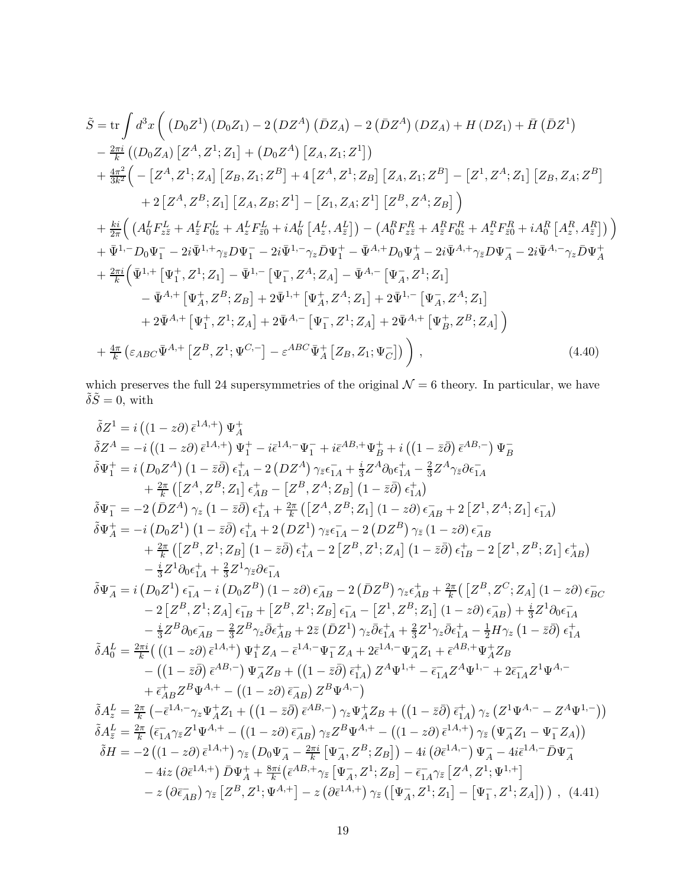$$
\begin{aligned}
\tilde{S} = \operatorname{tr}\int d^3x \Bigg( & \left(D_0 Z^1\right)\left(D_0 Z_1\right) - 2\left(D Z^A\right)\left(\bar{D} Z_A\right) - 2\left(\bar{D} Z^A\right)\left(D Z_A\right) + H\left(D Z_1\right) + \bar{H}\left(\bar{D} Z^1\right) \\
& - \tfrac{2\pi i}{k}\left(\left(D_0 Z_A\right)\left[Z^A, Z^1; Z_1\right] + \left(D_0 Z^A\right)\left[Z_A, Z_1; Z^1\right]\right) \\
& + \tfrac{4\pi^2}{3k^2}\Big( - \left[Z^A, Z^1; Z_A\right]\left[Z_B, Z_1; Z^B\right] + 4\left[Z^A, Z^1; Z_B\right]\left[Z_A, Z_1; Z^B\right] - \left[Z^1, Z^A; Z_1\right]\left[Z_B, Z_A; Z^B\right] \\
& \qquad + 2\left[Z^A, Z^B; Z_1\right]\left[Z_A, Z_B; Z^1\right] - \left[Z_1, Z_A; Z^1\right]\left[Z^B, Z^A; Z_B\right]\Big) \\
& + \tfrac{ki}{2\pi}\Big(\left(A_0^L F_{z\bar{z}}^L + A_{\bar{z}}^L F_{0z}^L + A_z^L F_{\bar{z}0}^L + i A_0^L\left[A_z^L, A_{\bar{z}}^L\right]\right) - \left(A_0^R F_{z\bar{z}}^R + A_{\bar{z}}^R F_{0z}^R + A_z^R F_{\bar{z}0}^R + i A_0^R\left[A_z^R, A_{\bar{z}}^R\right]\right)\Big) \\
& + \bar{\Psi}^{1,-} D_0 \Psi_1^- - 2i\bar{\Psi}^{1,+}\gamma_{\bar{z}} D\Psi_1^- - 2i\bar{\Psi}^{1,-}\gamma_z \bar{D}\Psi_1^+ - \bar{\Psi}^{A,+} D_0\Psi_A^+ - 2i\bar{\Psi}^{A,+}\gamma_{\bar{z}} D\Psi_A^- - 2i\bar{\Psi}^{A,-}\gamma_z\bar{D}\Psi_A^+ \\
& + \tfrac{2\pi}{k}\Big(\bar{\Psi}^{1,+}\left[\Psi_1^+, Z^1; Z_1\right] - \bar{\Psi}^{1,-}\left[\Psi_1^-, Z^A; Z_A\right] - \bar{\Psi}^{A,-}\left[\Psi_A^-, Z^1; Z_1\right] \\
& \qquad - \bar{\Psi}^{A,+}\left[\Psi_A^+, Z^B; Z_B\right] + 2\bar{\Psi}^{1,+}\left[\Psi_A^+, Z^A; Z_1\right] + 2\bar{\Psi}^{1,-}\left[\Psi_A^-, Z^A; Z_1\right] \\
& \qquad + 2\bar{\Psi}^{A,+}\left[\Psi_1^+, Z^1; Z_A\right] + 2\bar{\Psi}^{A,-}\left[\Psi_1^-, Z^1; Z_A\right] + 2\bar{\Psi}^{A,+}\left[\Psi_B^+, Z^B; Z_A\right]\Big) \\
& + \tfrac{4\pi}{k}\left(\varepsilon_{ABC}\bar{\Psi}^{A,+}\left[Z^B, Z^1; \Psi^{C,-}\right] - \varepsilon^{ABC}\bar{\Psi}_A^+\left[Z_B, Z_1; \Psi_C^-\right]\right)\Bigg)\,,
\end{aligned}
\tag{4.40}
$$

which preserves the full 24 supersymmetries of the original $\mathcal{N}=6$ theory. In particular, we have $\tilde{\delta}\tilde{S}=0$, with

$$
\begin{aligned}
\tilde{\delta} Z^1 &= i\left(\left(1 - z\partial\right)\bar{\epsilon}^{1A,+}\right)\Psi_A^+ \\
\tilde{\delta} Z^A &= -i\left(\left(1-z\partial\right)\bar{\epsilon}^{1A,+}\right)\Psi_1^+ - i\bar{\epsilon}^{1A,-}\Psi_1^- + i\bar{\epsilon}^{AB,+}\Psi_B^+ + i\left(\left(1-\bar{z}\bar{\partial}\right)\bar{\epsilon}^{AB,-}\right)\Psi_B^- \\
\tilde{\delta}\Psi_1^+ &= i\left(D_0 Z^A\right)\left(1-\bar{z}\bar{\partial}\right)\epsilon_{1A}^+ - 2\left(D Z^A\right)\gamma_{\bar{z}}\epsilon_{1A}^- + \tfrac{i}{3} Z^A\partial_0\epsilon_{1A}^+ - \tfrac{2}{3} Z^A\gamma_{\bar{z}}\partial\epsilon_{1A}^- \\
&\quad + \tfrac{2\pi}{k}\left(\left[Z^A, Z^B; Z_1\right]\epsilon_{AB}^+ - \left[Z^B, Z^A; Z_B\right]\left(1-\bar{z}\bar{\partial}\right)\epsilon_{1A}^+\right) \\
\tilde{\delta}\Psi_1^- &= -2\left(\bar{D} Z^A\right)\gamma_z\left(1-\bar{z}\bar{\partial}\right)\epsilon_{1A}^+ + \tfrac{2\pi}{k}\left(\left[Z^A, Z^B; Z_1\right]\left(1-z\partial\right)\epsilon_{AB}^- + 2\left[Z^1, Z^A; Z_1\right]\epsilon_{1A}^-\right) \\
\tilde{\delta}\Psi_A^+ &= -i\left(D_0 Z^1\right)\left(1-\bar{z}\bar{\partial}\right)\epsilon_{1A}^+ + 2\left(D Z^1\right)\gamma_{\bar{z}}\epsilon_{1A}^- - 2\left(D Z^B\right)\gamma_{\bar{z}}\left(1-z\partial\right)\epsilon_{AB}^- \\
&\quad + \tfrac{2\pi}{k}\left(\left[Z^B, Z^1; Z_B\right]\left(1-\bar{z}\bar{\partial}\right)\epsilon_{1A}^+ - 2\left[Z^B, Z^1; Z_A\right]\left(1-\bar{z}\bar{\partial}\right)\epsilon_{1B}^+ - 2\left[Z^1, Z^B; Z_1\right]\epsilon_{AB}^+\right) \\
&\quad - \tfrac{i}{3} Z^1\partial_0\epsilon_{1A}^+ + \tfrac{2}{3} Z^1\gamma_{\bar{z}}\partial\epsilon_{1A}^- \\
\tilde{\delta}\Psi_A^- &= i\left(D_0 Z^1\right)\epsilon_{1A}^- - i\left(D_0 Z^B\right)\left(1-z\partial\right)\epsilon_{AB}^- - 2\left(\bar{D} Z^B\right)\gamma_z\epsilon_{AB}^+ + \tfrac{2\pi}{k}\Big(\left[Z^B, Z^C; Z_A\right]\left(1-z\partial\right)\epsilon_{BC}^- \\
&\quad - 2\left[Z^B, Z^1; Z_A\right]\epsilon_{1B}^- + \left[Z^B, Z^1; Z_B\right]\epsilon_{1A}^- - \left[Z^1, Z^B; Z_1\right]\left(1-z\partial\right)\epsilon_{AB}^-\Big) + \tfrac{i}{3} Z^1\partial_0\epsilon_{1A}^- \\
&\quad - \tfrac{i}{3} Z^B\partial_0\epsilon_{AB}^- - \tfrac{2}{3} Z^B\gamma_z\bar{\partial}\epsilon_{AB}^+ + 2\bar{z}\left(\bar{D} Z^1\right)\gamma_z\bar{\partial}\epsilon_{1A}^+ + \tfrac{2}{3} Z^1\gamma_z\bar{\partial}\epsilon_{1A}^+ - \tfrac{1}{2} H\gamma_z\left(1-\bar{z}\bar{\partial}\right)\epsilon_{1A}^+ \\
\tilde{\delta} A_0^L &= \tfrac{2\pi i}{k}\Big(\left(\left(1-z\partial\right)\bar{\epsilon}^{1A,+}\right)\Psi_1^+ Z_A - \bar{\epsilon}^{1A,-}\Psi_1^- Z_A + 2\bar{\epsilon}^{1A,-}\Psi_A^- Z_1 + \bar{\epsilon}^{AB,+}\Psi_A^+ Z_B \\
&\quad - \left(\left(1-\bar{z}\bar{\partial}\right)\bar{\epsilon}^{AB,-}\right)\Psi_A^- Z_B + \left(\left(1-\bar{z}\bar{\partial}\right)\bar{\epsilon}_{1A}^+\right) Z^A\Psi^{1,+} - \bar{\epsilon}_{1A}^- Z^A\Psi^{1,-} + 2\bar{\epsilon}_{1A}^- Z^1\Psi^{A,-} \\
&\quad + \bar{\epsilon}_{AB}^+ Z^B\Psi^{A,+} - \left(\left(1-z\partial\right)\bar{\epsilon}_{AB}^-\right) Z^B\Psi^{A,-}\Big) \\
\tilde{\delta} A_z^L &= \tfrac{2\pi}{k}\left(-\bar{\epsilon}^{1A,-}\gamma_z\Psi_A^+ Z_1 + \left(\left(1-\bar{z}\bar{\partial}\right)\bar{\epsilon}^{AB,-}\right)\gamma_z\Psi_A^+ Z_B + \left(\left(1-\bar{z}\bar{\partial}\right)\bar{\epsilon}_{1A}^+\right)\gamma_z\left(Z^1\Psi^{A,-} - Z^A\Psi^{1,-}\right)\right) \\
\tilde{\delta} A_{\bar{z}}^L &= \tfrac{2\pi}{k}\left(\bar{\epsilon}_{1A}^-\gamma_{\bar{z}} Z^1\Psi^{A,+} - \left(\left(1-z\partial\right)\bar{\epsilon}_{AB}^-\right)\gamma_{\bar{z}} Z^B\Psi^{A,+} - \left(\left(1-z\partial\right)\bar{\epsilon}^{1A,+}\right)\gamma_{\bar{z}}\left(\Psi_A^- Z_1 - \Psi_1^- Z_A\right)\right) \\
\tilde{\delta} H &= -2\left(\left(1-z\partial\right)\bar{\epsilon}^{1A,+}\right)\gamma_{\bar{z}}\left(D_0\Psi_A^- - \tfrac{2\pi i}{k}\left[\Psi_A^-, Z^B; Z_B\right]\right) - 4i\left(\partial\bar{\epsilon}^{1A,-}\right)\Psi_A^- - 4i\bar{\epsilon}^{1A,-}\bar{D}\Psi_A^- \\
&\quad - 4iz\left(\partial\bar{\epsilon}^{1A,+}\right)\bar{D}\Psi_A^+ + \tfrac{8\pi i}{k}\left(\bar{\epsilon}^{AB,+}\gamma_{\bar{z}}\left[\Psi_A^-, Z^1; Z_B\right] - \bar{\epsilon}_{1A}^-\gamma_{\bar{z}}\left[Z^A, Z^1; \Psi^{1,+}\right]\right. \\
&\quad \left. - z\left(\partial\bar{\epsilon}_{AB}^-\right)\gamma_{\bar{z}}\left[Z^B, Z^1; \Psi^{A,+}\right] - z\left(\partial\bar{\epsilon}^{1A,+}\right)\gamma_z\left(\left[\Psi_A^-, Z^1; Z_1\right] - \left[\Psi_1^-, Z^1; Z_A\right]\right)\right)\,,
\end{aligned}
\tag{4.41}
$$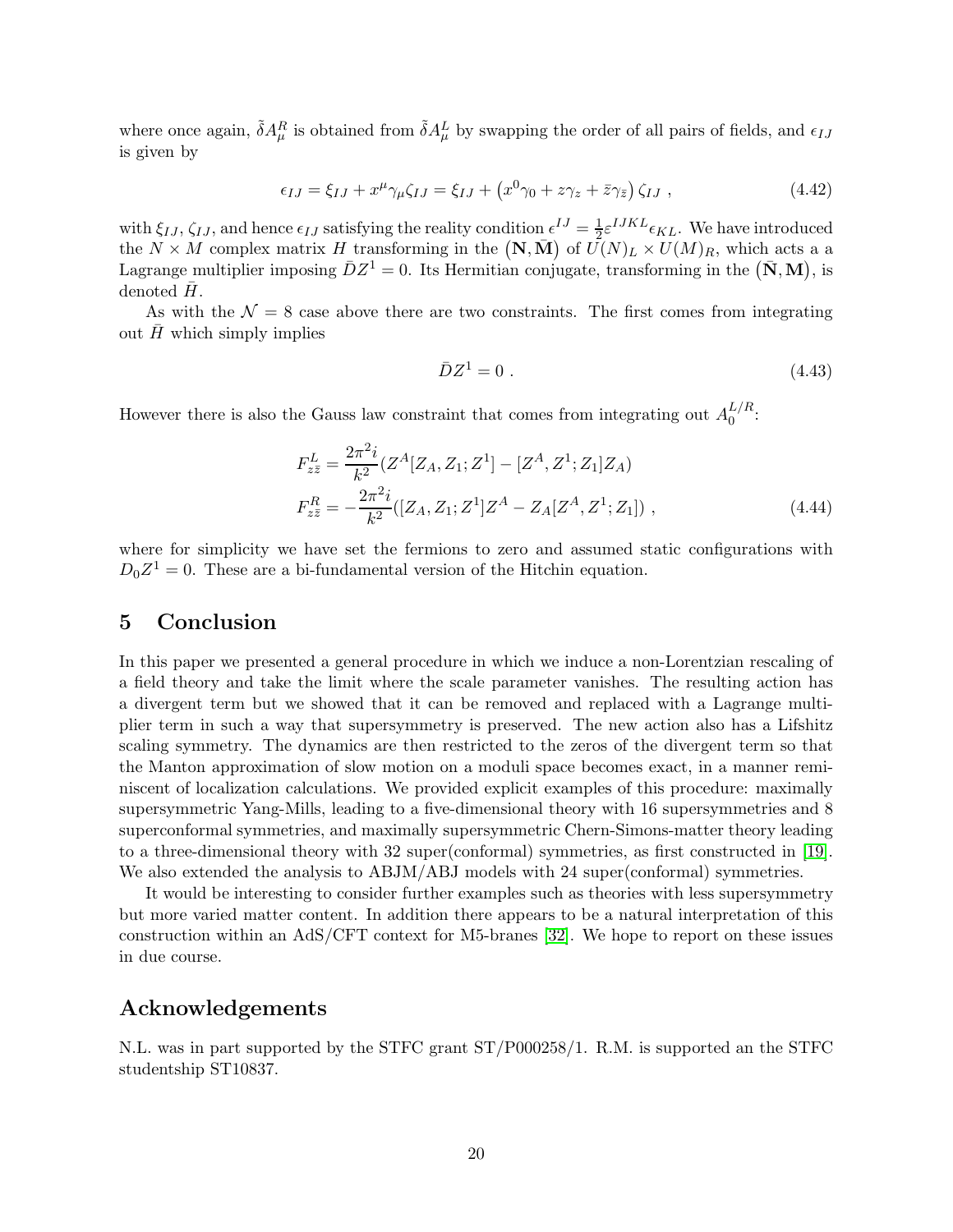where once again, $\tilde{\delta} A^R_\mu$ is obtained from $\tilde{\delta} A^L_\mu$ by swapping the order of all pairs of fields, and $\epsilon_{IJ}$ is given by

$$
\epsilon_{IJ} = \xi_{IJ} + x^\mu \gamma_\mu \zeta_{IJ} = \xi_{IJ} + \left(x^0\gamma_0 + z\gamma_z + \bar{z}\gamma_{\bar{z}}\right)\zeta_{IJ} \ , \tag{4.42}
$$

with $\xi_{IJ}$, $\zeta_{IJ}$, and hence $\epsilon_{IJ}$ satisfying the reality condition $\epsilon^{IJ} = \frac{1}{2}\varepsilon^{IJKL}\epsilon_{KL}$. We have introduced the $N \times M$ complex matrix $H$ transforming in the $\left(\mathbf{N}, \bar{\mathbf{M}}\right)$ of $U(N)_L \times U(M)_R$, which acts a a Lagrange multiplier imposing $\bar{D}Z^1 = 0$. Its Hermitian conjugate, transforming in the $\left(\bar{\mathbf{N}}, \mathbf{M}\right)$, is denoted $\bar{H}$.

As with the $\mathcal{N} = 8$ case above there are two constraints. The first comes from integrating out $\bar{H}$ which simply implies

$$
\bar{D}Z^1 = 0 \ . \tag{4.43}
$$

However there is also the Gauss law constraint that comes from integrating out $A_0^{L/R}$:

$$
\begin{aligned}
F^L_{z\bar{z}} &= \frac{2\pi^2 i}{k^2}(Z^A[Z_A, Z_1; Z^1] - [Z^A, Z^1; Z_1]Z_A) \\
F^R_{z\bar{z}} &= -\frac{2\pi^2 i}{k^2}([Z_A, Z_1; Z^1]Z^A - Z_A[Z^A, Z^1; Z_1]) \ ,
\end{aligned} \tag{4.44}
$$

where for simplicity we have set the fermions to zero and assumed static configurations with $D_0 Z^1 = 0$. These are a bi-fundamental version of the Hitchin equation.

# 5 Conclusion

In this paper we presented a general procedure in which we induce a non-Lorentzian rescaling of a field theory and take the limit where the scale parameter vanishes. The resulting action has a divergent term but we showed that it can be removed and replaced with a Lagrange multiplier term in such a way that supersymmetry is preserved. The new action also has a Lifshitz scaling symmetry. The dynamics are then restricted to the zeros of the divergent term so that the Manton approximation of slow motion on a moduli space becomes exact, in a manner reminiscent of localization calculations. We provided explicit examples of this procedure: maximally supersymmetric Yang-Mills, leading to a five-dimensional theory with 16 supersymmetries and 8 superconformal symmetries, and maximally supersymmetric Chern-Simons-matter theory leading to a three-dimensional theory with 32 super(conformal) symmetries, as first constructed in [19]. We also extended the analysis to ABJM/ABJ models with 24 super(conformal) symmetries.

It would be interesting to consider further examples such as theories with less supersymmetry but more varied matter content. In addition there appears to be a natural interpretation of this construction within an AdS/CFT context for M5-branes [32]. We hope to report on these issues in due course.

## Acknowledgements

N.L. was in part supported by the STFC grant ST/P000258/1. R.M. is supported an the STFC studentship ST10837.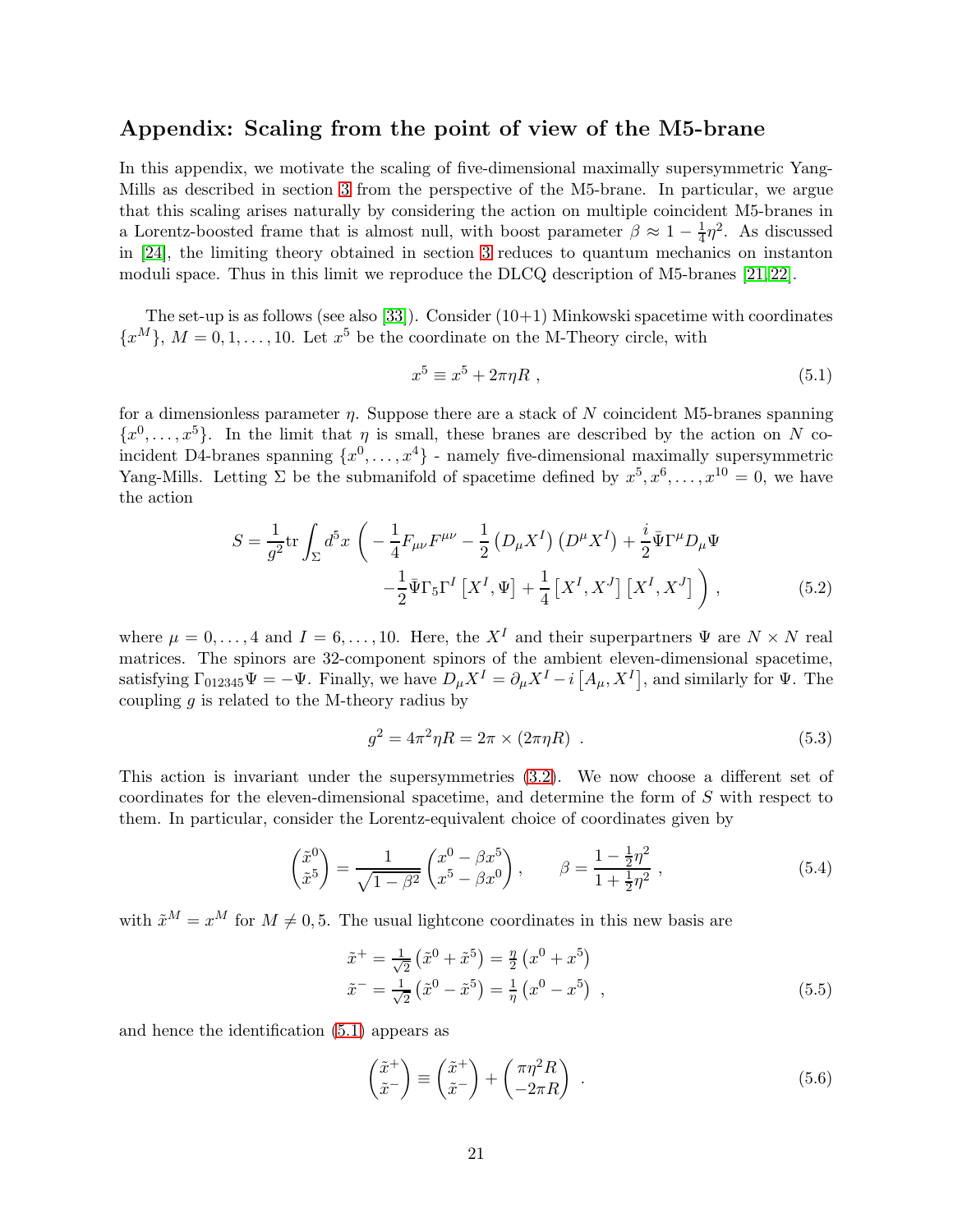## Appendix: Scaling from the point of view of the M5-brane

In this appendix, we motivate the scaling of five-dimensional maximally supersymmetric Yang-Mills as described in section 3 from the perspective of the M5-brane. In particular, we argue that this scaling arises naturally by considering the action on multiple coincident M5-branes in a Lorentz-boosted frame that is almost null, with boost parameter $\beta \approx 1 - \frac{1}{4}\eta^2$. As discussed in [24], the limiting theory obtained in section 3 reduces to quantum mechanics on instanton moduli space. Thus in this limit we reproduce the DLCQ description of M5-branes [21,22].

The set-up is as follows (see also [33]). Consider (10+1) Minkowski spacetime with coordinates $\{x^M\}$, $M = 0, 1, \ldots, 10$. Let $x^5$ be the coordinate on the M-Theory circle, with

$$x^5 \equiv x^5 + 2\pi\eta R \ , \tag{5.1}$$

for a dimensionless parameter $\eta$. Suppose there are a stack of $N$ coincident M5-branes spanning $\{x^0, \ldots, x^5\}$. In the limit that $\eta$ is small, these branes are described by the action on $N$ coincident D4-branes spanning $\{x^0, \ldots, x^4\}$ - namely five-dimensional maximally supersymmetric Yang-Mills. Letting $\Sigma$ be the submanifold of spacetime defined by $x^5, x^6, \ldots, x^{10} = 0$, we have the action

$$\begin{aligned} S = \frac{1}{g^2}\mathrm{tr}\int_\Sigma d^5x \, \bigg( &-\frac{1}{4}F_{\mu\nu}F^{\mu\nu} - \frac{1}{2}\left(D_\mu X^I\right)\left(D^\mu X^I\right) + \frac{i}{2}\bar{\Psi}\Gamma^\mu D_\mu \Psi \\ &-\frac{1}{2}\bar{\Psi}\Gamma_5\Gamma^I\left[X^I, \Psi\right] + \frac{1}{4}\left[X^I, X^J\right]\left[X^I, X^J\right] \bigg) , \end{aligned} \tag{5.2}$$

where $\mu = 0, \ldots, 4$ and $I = 6, \ldots, 10$. Here, the $X^I$ and their superpartners $\Psi$ are $N \times N$ real matrices. The spinors are 32-component spinors of the ambient eleven-dimensional spacetime, satisfying $\Gamma_{012345}\Psi = -\Psi$. Finally, we have $D_\mu X^I = \partial_\mu X^I - i\left[A_\mu, X^I\right]$, and similarly for $\Psi$. The coupling $g$ is related to the M-theory radius by

$$g^2 = 4\pi^2\eta R = 2\pi \times (2\pi\eta R) \ . \tag{5.3}$$

This action is invariant under the supersymmetries (3.2). We now choose a different set of coordinates for the eleven-dimensional spacetime, and determine the form of $S$ with respect to them. In particular, consider the Lorentz-equivalent choice of coordinates given by

$$\begin{pmatrix} \tilde{x}^0 \\ \tilde{x}^5 \end{pmatrix} = \frac{1}{\sqrt{1-\beta^2}}\begin{pmatrix} x^0 - \beta x^5 \\ x^5 - \beta x^0 \end{pmatrix} , \qquad \beta = \frac{1 - \frac{1}{2}\eta^2}{1 + \frac{1}{2}\eta^2} \ , \tag{5.4}$$

with $\tilde{x}^M = x^M$ for $M \neq 0, 5$. The usual lightcone coordinates in this new basis are

$$\begin{aligned} \tilde{x}^+ &= \tfrac{1}{\sqrt{2}}\left(\tilde{x}^0 + \tilde{x}^5\right) = \tfrac{\eta}{2}\left(x^0 + x^5\right) \\ \tilde{x}^- &= \tfrac{1}{\sqrt{2}}\left(\tilde{x}^0 - \tilde{x}^5\right) = \tfrac{1}{\eta}\left(x^0 - x^5\right) \ , \end{aligned} \tag{5.5}$$

and hence the identification (5.1) appears as

$$\begin{pmatrix} \tilde{x}^+ \\ \tilde{x}^- \end{pmatrix} \equiv \begin{pmatrix} \tilde{x}^+ \\ \tilde{x}^- \end{pmatrix} + \begin{pmatrix} \pi\eta^2 R \\ -2\pi R \end{pmatrix} \ . \tag{5.6}$$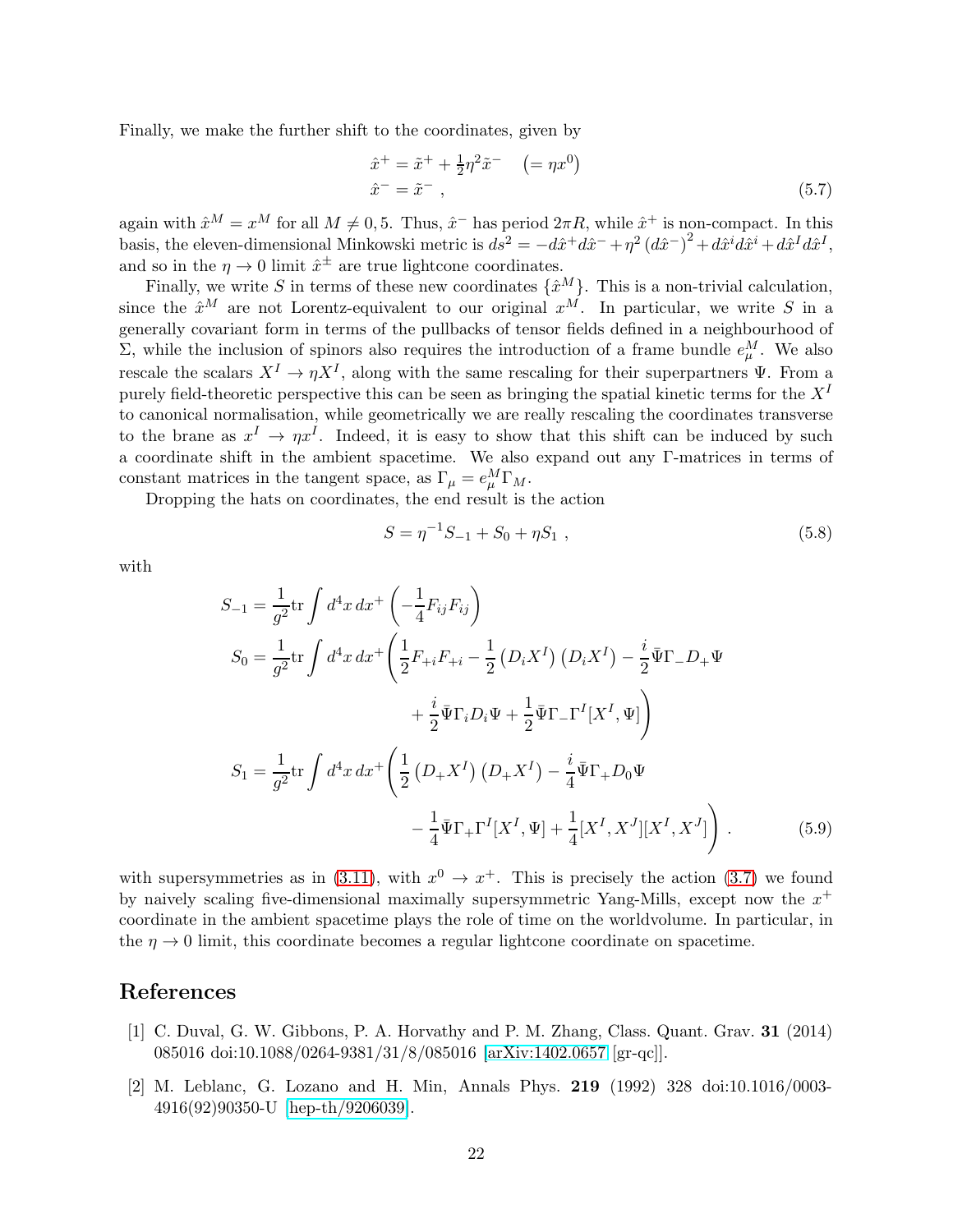Finally, we make the further shift to the coordinates, given by

$$
\begin{aligned}
\hat{x}^{+} &= \tilde{x}^{+} + \tfrac{1}{2}\eta^{2}\tilde{x}^{-} \quad (= \eta x^{0}) \\
\hat{x}^{-} &= \tilde{x}^{-} \ ,
\end{aligned}
\tag{5.7}
$$

again with $\hat{x}^M = x^M$ for all $M \neq 0, 5$. Thus, $\hat{x}^-$ has period $2\pi R$, while $\hat{x}^+$ is non-compact. In this basis, the eleven-dimensional Minkowski metric is $ds^2 = -d\hat{x}^+ d\hat{x}^- + \eta^2 \left(d\hat{x}^-\right)^2 + d\hat{x}^i d\hat{x}^i + d\hat{x}^I d\hat{x}^I$, and so in the $\eta \to 0$ limit $\hat{x}^\pm$ are true lightcone coordinates.

Finally, we write $S$ in terms of these new coordinates $\{\hat{x}^M\}$. This is a non-trivial calculation, since the $\hat{x}^M$ are not Lorentz-equivalent to our original $x^M$. In particular, we write $S$ in a generally covariant form in terms of the pullbacks of tensor fields defined in a neighbourhood of $\Sigma$, while the inclusion of spinors also requires the introduction of a frame bundle $e_\mu^M$. We also rescale the scalars $X^I \to \eta X^I$, along with the same rescaling for their superpartners $\Psi$. From a purely field-theoretic perspective this can be seen as bringing the spatial kinetic terms for the $X^I$ to canonical normalisation, while geometrically we are really rescaling the coordinates transverse to the brane as $x^I \to \eta x^I$. Indeed, it is easy to show that this shift can be induced by such a coordinate shift in the ambient spacetime. We also expand out any $\Gamma$-matrices in terms of constant matrices in the tangent space, as $\Gamma_\mu = e_\mu^M \Gamma_M$.

Dropping the hats on coordinates, the end result is the action

$$
S = \eta^{-1} S_{-1} + S_0 + \eta S_1 \ , \tag{5.8}
$$

with

$$
\begin{aligned}
S_{-1} &= \frac{1}{g^2}\mathrm{tr}\int d^4x\, dx^+ \left( -\frac{1}{4} F_{ij}F_{ij} \right) \\
S_0 &= \frac{1}{g^2}\mathrm{tr}\int d^4x\, dx^+ \Bigg( \frac{1}{2} F_{+i}F_{+i} - \frac{1}{2}\left(D_i X^I\right)\left(D_i X^I\right) - \frac{i}{2}\bar{\Psi}\Gamma_- D_+ \Psi \\
&\qquad\qquad + \frac{i}{2}\bar{\Psi}\Gamma_i D_i \Psi + \frac{1}{2}\bar{\Psi}\Gamma_-\Gamma^I [X^I, \Psi] \Bigg) \\
S_1 &= \frac{1}{g^2}\mathrm{tr}\int d^4x\, dx^+ \Bigg( \frac{1}{2}\left(D_+ X^I\right)\left(D_+ X^I\right) - \frac{i}{4}\bar{\Psi}\Gamma_+ D_0 \Psi \\
&\qquad\qquad - \frac{1}{4}\bar{\Psi}\Gamma_+\Gamma^I [X^I, \Psi] + \frac{1}{4}[X^I, X^J][X^I, X^J] \Bigg) \ .
\end{aligned}
\tag{5.9}
$$

with supersymmetries as in (3.11), with $x^0 \to x^+$. This is precisely the action (3.7) we found by naively scaling five-dimensional maximally supersymmetric Yang-Mills, except now the $x^+$ coordinate in the ambient spacetime plays the role of time on the worldvolume. In particular, in the $\eta \to 0$ limit, this coordinate becomes a regular lightcone coordinate on spacetime.

## References

[1] C. Duval, G. W. Gibbons, P. A. Horvathy and P. M. Zhang, Class. Quant. Grav. **31** (2014) 085016 doi:10.1088/0264-9381/31/8/085016 [arXiv:1402.0657 [gr-qc]].

[2] M. Leblanc, G. Lozano and H. Min, Annals Phys. **219** (1992) 328 doi:10.1016/0003-4916(92)90350-U [hep-th/9206039].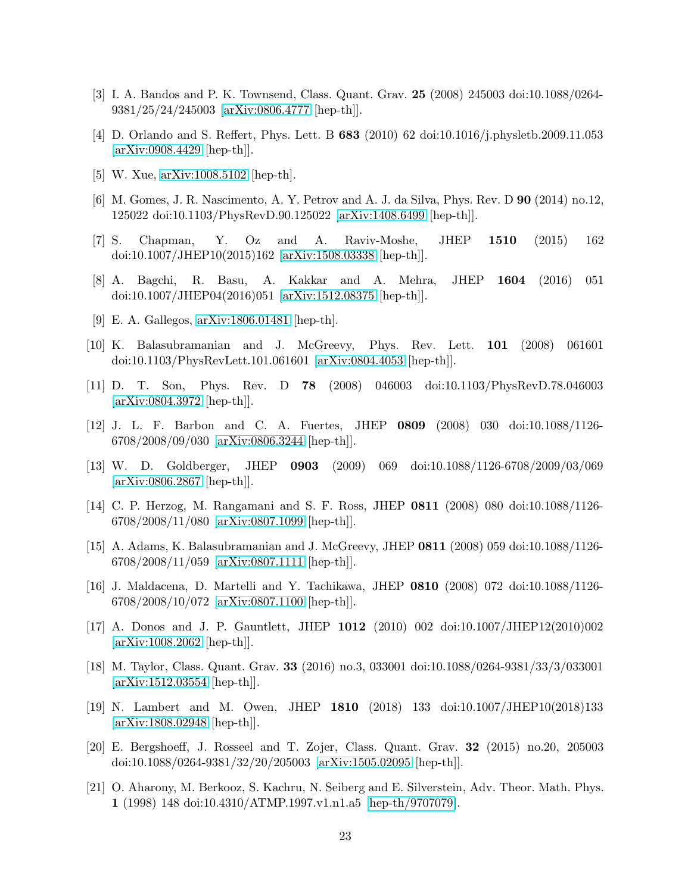[3] I. A. Bandos and P. K. Townsend, Class. Quant. Grav. **25** (2008) 245003 doi:10.1088/0264-9381/25/24/245003 [arXiv:0806.4777 [hep-th]].

[4] D. Orlando and S. Reffert, Phys. Lett. B **683** (2010) 62 doi:10.1016/j.physletb.2009.11.053 [arXiv:0908.4429 [hep-th]].

[5] W. Xue, arXiv:1008.5102 [hep-th].

[6] M. Gomes, J. R. Nascimento, A. Y. Petrov and A. J. da Silva, Phys. Rev. D **90** (2014) no.12, 125022 doi:10.1103/PhysRevD.90.125022 [arXiv:1408.6499 [hep-th]].

[7] S. Chapman, Y. Oz and A. Raviv-Moshe, JHEP **1510** (2015) 162 doi:10.1007/JHEP10(2015)162 [arXiv:1508.03338 [hep-th]].

[8] A. Bagchi, R. Basu, A. Kakkar and A. Mehra, JHEP **1604** (2016) 051 doi:10.1007/JHEP04(2016)051 [arXiv:1512.08375 [hep-th]].

[9] E. A. Gallegos, arXiv:1806.01481 [hep-th].

[10] K. Balasubramanian and J. McGreevy, Phys. Rev. Lett. **101** (2008) 061601 doi:10.1103/PhysRevLett.101.061601 [arXiv:0804.4053 [hep-th]].

[11] D. T. Son, Phys. Rev. D **78** (2008) 046003 doi:10.1103/PhysRevD.78.046003 [arXiv:0804.3972 [hep-th]].

[12] J. L. F. Barbon and C. A. Fuertes, JHEP **0809** (2008) 030 doi:10.1088/1126-6708/2008/09/030 [arXiv:0806.3244 [hep-th]].

[13] W. D. Goldberger, JHEP **0903** (2009) 069 doi:10.1088/1126-6708/2009/03/069 [arXiv:0806.2867 [hep-th]].

[14] C. P. Herzog, M. Rangamani and S. F. Ross, JHEP **0811** (2008) 080 doi:10.1088/1126-6708/2008/11/080 [arXiv:0807.1099 [hep-th]].

[15] A. Adams, K. Balasubramanian and J. McGreevy, JHEP **0811** (2008) 059 doi:10.1088/1126-6708/2008/11/059 [arXiv:0807.1111 [hep-th]].

[16] J. Maldacena, D. Martelli and Y. Tachikawa, JHEP **0810** (2008) 072 doi:10.1088/1126-6708/2008/10/072 [arXiv:0807.1100 [hep-th]].

[17] A. Donos and J. P. Gauntlett, JHEP **1012** (2010) 002 doi:10.1007/JHEP12(2010)002 [arXiv:1008.2062 [hep-th]].

[18] M. Taylor, Class. Quant. Grav. **33** (2016) no.3, 033001 doi:10.1088/0264-9381/33/3/033001 [arXiv:1512.03554 [hep-th]].

[19] N. Lambert and M. Owen, JHEP **1810** (2018) 133 doi:10.1007/JHEP10(2018)133 [arXiv:1808.02948 [hep-th]].

[20] E. Bergshoeff, J. Rosseel and T. Zojer, Class. Quant. Grav. **32** (2015) no.20, 205003 doi:10.1088/0264-9381/32/20/205003 [arXiv:1505.02095 [hep-th]].

[21] O. Aharony, M. Berkooz, S. Kachru, N. Seiberg and E. Silverstein, Adv. Theor. Math. Phys. **1** (1998) 148 doi:10.4310/ATMP.1997.v1.n1.a5 [hep-th/9707079].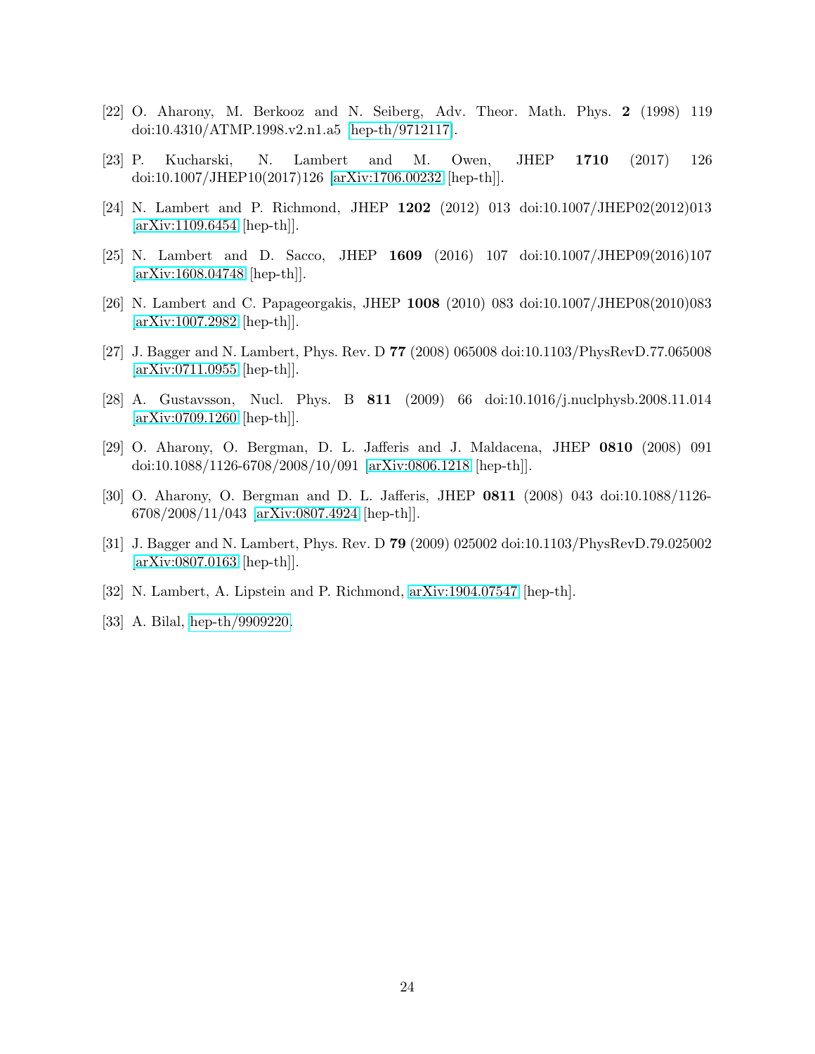[22] O. Aharony, M. Berkooz and N. Seiberg, Adv. Theor. Math. Phys. **2** (1998) 119 doi:10.4310/ATMP.1998.v2.n1.a5 [hep-th/9712117].

[23] P. Kucharski, N. Lambert and M. Owen, JHEP **1710** (2017) 126 doi:10.1007/JHEP10(2017)126 [arXiv:1706.00232 [hep-th]].

[24] N. Lambert and P. Richmond, JHEP **1202** (2012) 013 doi:10.1007/JHEP02(2012)013 [arXiv:1109.6454 [hep-th]].

[25] N. Lambert and D. Sacco, JHEP **1609** (2016) 107 doi:10.1007/JHEP09(2016)107 [arXiv:1608.04748 [hep-th]].

[26] N. Lambert and C. Papageorgakis, JHEP **1008** (2010) 083 doi:10.1007/JHEP08(2010)083 [arXiv:1007.2982 [hep-th]].

[27] J. Bagger and N. Lambert, Phys. Rev. D **77** (2008) 065008 doi:10.1103/PhysRevD.77.065008 [arXiv:0711.0955 [hep-th]].

[28] A. Gustavsson, Nucl. Phys. B **811** (2009) 66 doi:10.1016/j.nuclphysb.2008.11.014 [arXiv:0709.1260 [hep-th]].

[29] O. Aharony, O. Bergman, D. L. Jafferis and J. Maldacena, JHEP **0810** (2008) 091 doi:10.1088/1126-6708/2008/10/091 [arXiv:0806.1218 [hep-th]].

[30] O. Aharony, O. Bergman and D. L. Jafferis, JHEP **0811** (2008) 043 doi:10.1088/1126-6708/2008/11/043 [arXiv:0807.4924 [hep-th]].

[31] J. Bagger and N. Lambert, Phys. Rev. D **79** (2009) 025002 doi:10.1103/PhysRevD.79.025002 [arXiv:0807.0163 [hep-th]].

[32] N. Lambert, A. Lipstein and P. Richmond, arXiv:1904.07547 [hep-th].

[33] A. Bilal, hep-th/9909220.